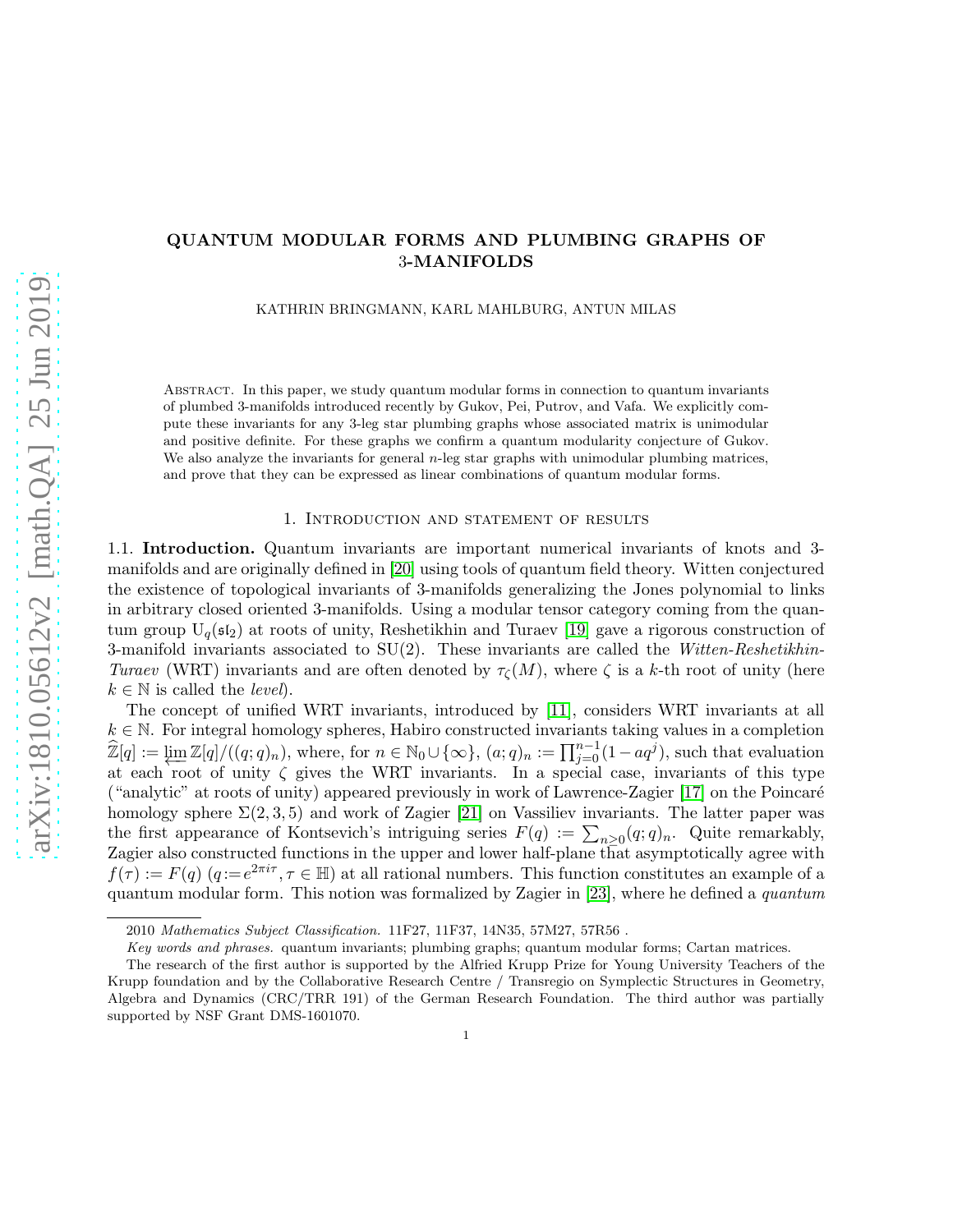# QUANTUM MODULAR FORMS AND PLUMBING GRAPHS OF 3-MANIFOLDS

KATHRIN BRINGMANN, KARL MAHLBURG, ANTUN MILAS

Abstract. In this paper, we study quantum modular forms in connection to quantum invariants of plumbed 3-manifolds introduced recently by Gukov, Pei, Putrov, and Vafa. We explicitly compute these invariants for any 3-leg star plumbing graphs whose associated matrix is unimodular and positive definite. For these graphs we confirm a quantum modularity conjecture of Gukov. We also analyze the invariants for general $n$-leg star graphs with unimodular plumbing matrices, and prove that they can be expressed as linear combinations of quantum modular forms.

## 1. Introduction and statement of results

**1.1. Introduction.** Quantum invariants are important numerical invariants of knots and 3-manifolds and are originally defined in [20] using tools of quantum field theory. Witten conjectured the existence of topological invariants of 3-manifolds generalizing the Jones polynomial to links in arbitrary closed oriented 3-manifolds. Using a modular tensor category coming from the quantum group $\mathrm{U}_q(\mathfrak{sl}_2)$ at roots of unity, Reshetikhin and Turaev [19] gave a rigorous construction of 3-manifold invariants associated to SU(2). These invariants are called the *Witten-Reshetikhin-Turaev* (WRT) invariants and are often denoted by $\tau_\zeta(M)$, where $\zeta$ is a $k$-th root of unity (here $k \in \mathbb{N}$ is called the *level*).

The concept of unified WRT invariants, introduced by [11], considers WRT invariants at all $k \in \mathbb{N}$. For integral homology spheres, Habiro constructed invariants taking values in a completion $\widehat{\mathbb{Z}}[q] := \varprojlim \mathbb{Z}[q]/((q;q)_n)$, where, for $n \in \mathbb{N}_0 \cup \{\infty\}$, $(a;q)_n := \prod_{j=0}^{n-1}(1-aq^j)$, such that evaluation at each root of unity $\zeta$ gives the WRT invariants. In a special case, invariants of this type ("analytic" at roots of unity) appeared previously in work of Lawrence-Zagier [17] on the Poincaré homology sphere $\Sigma(2,3,5)$ and work of Zagier [21] on Vassiliev invariants. The latter paper was the first appearance of Kontsevich's intriguing series $F(q) := \sum_{n\geq 0}(q;q)_n$. Quite remarkably, Zagier also constructed functions in the upper and lower half-plane that asymptotically agree with $f(\tau) := F(q)$ $(q := e^{2\pi i\tau}, \tau \in \mathbb{H})$ at all rational numbers. This function constitutes an example of a quantum modular form. This notion was formalized by Zagier in [23], where he defined a *quantum*

2010 *Mathematics Subject Classification.* 11F27, 11F37, 14N35, 57M27, 57R56 .

*Key words and phrases.* quantum invariants; plumbing graphs; quantum modular forms; Cartan matrices.

The research of the first author is supported by the Alfried Krupp Prize for Young University Teachers of the Krupp foundation and by the Collaborative Research Centre / Transregio on Symplectic Structures in Geometry, Algebra and Dynamics (CRC/TRR 191) of the German Research Foundation. The third author was partially supported by NSF Grant DMS-1601070.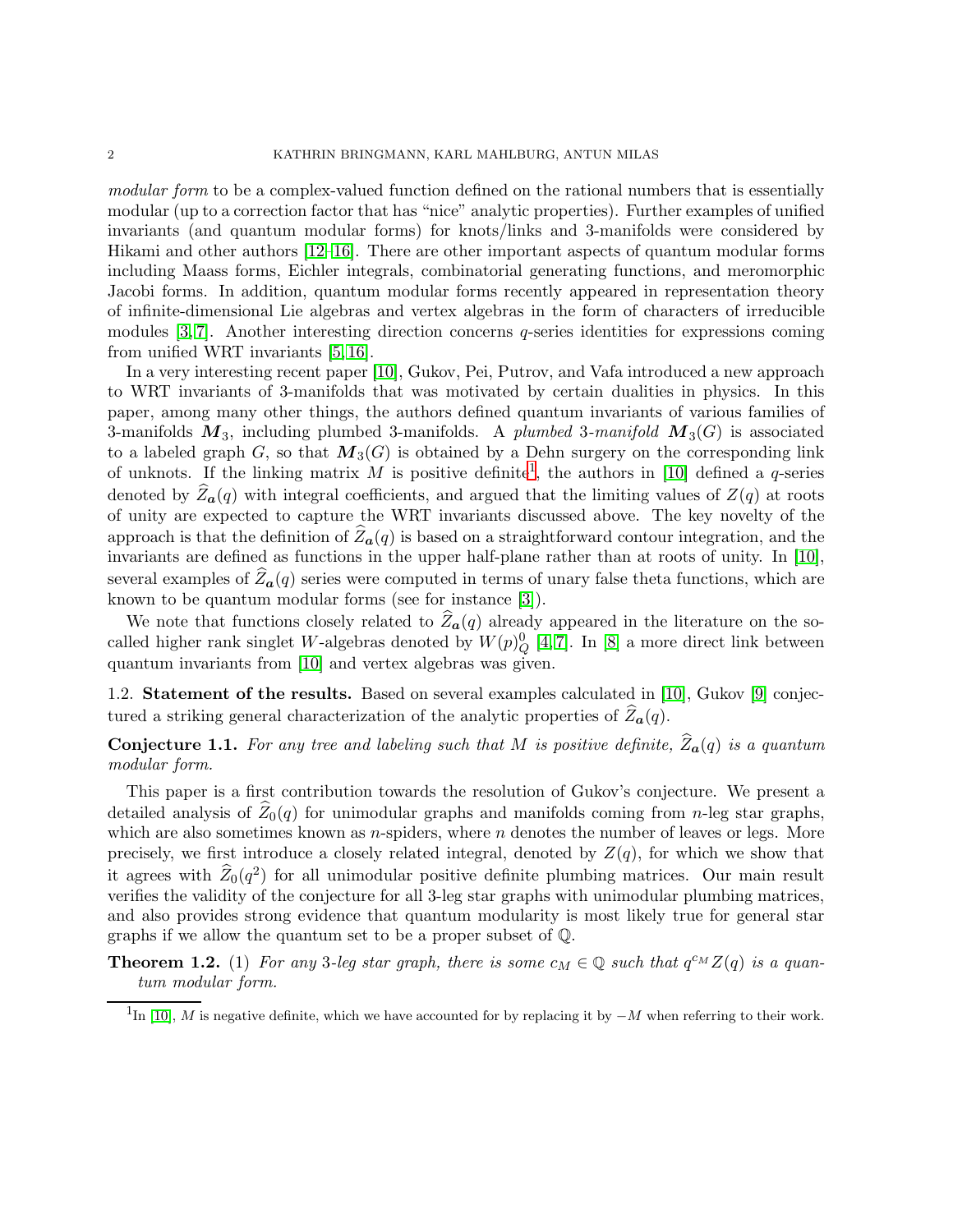*modular form* to be a complex-valued function defined on the rational numbers that is essentially modular (up to a correction factor that has "nice" analytic properties). Further examples of unified invariants (and quantum modular forms) for knots/links and 3-manifolds were considered by Hikami and other authors [12–16]. There are other important aspects of quantum modular forms including Maass forms, Eichler integrals, combinatorial generating functions, and meromorphic Jacobi forms. In addition, quantum modular forms recently appeared in representation theory of infinite-dimensional Lie algebras and vertex algebras in the form of characters of irreducible modules [3, 7]. Another interesting direction concerns $q$-series identities for expressions coming from unified WRT invariants [5, 16].

In a very interesting recent paper [10], Gukov, Pei, Putrov, and Vafa introduced a new approach to WRT invariants of 3-manifolds that was motivated by certain dualities in physics. In this paper, among many other things, the authors defined quantum invariants of various families of 3-manifolds $\boldsymbol{M}_3$, including plumbed 3-manifolds. A *plumbed 3-manifold* $\boldsymbol{M}_3(G)$ is associated to a labeled graph $G$, so that $\boldsymbol{M}_3(G)$ is obtained by a Dehn surgery on the corresponding link of unknots. If the linking matrix $M$ is positive definite[1], the authors in [10] defined a $q$-series denoted by $\widehat{Z}_{\boldsymbol{a}}(q)$ with integral coefficients, and argued that the limiting values of $Z(q)$ at roots of unity are expected to capture the WRT invariants discussed above. The key novelty of the approach is that the definition of $\widehat{Z}_{\boldsymbol{a}}(q)$ is based on a straightforward contour integration, and the invariants are defined as functions in the upper half-plane rather than at roots of unity. In [10], several examples of $\widehat{Z}_{\boldsymbol{a}}(q)$ series were computed in terms of unary false theta functions, which are known to be quantum modular forms (see for instance [3]).

We note that functions closely related to $\widehat{Z}_{\boldsymbol{a}}(q)$ already appeared in the literature on the so-called higher rank singlet $W$-algebras denoted by $W(p)^0_Q$ [4, 7]. In [8] a more direct link between quantum invariants from [10] and vertex algebras was given.

### 1.2. Statement of the results.

Based on several examples calculated in [10], Gukov [9] conjectured a striking general characterization of the analytic properties of $\widehat{Z}_{\boldsymbol{a}}(q)$.

**Conjecture 1.1.** *For any tree and labeling such that $M$ is positive definite, $\widehat{Z}_{\boldsymbol{a}}(q)$ is a quantum modular form.*

This paper is a first contribution towards the resolution of Gukov's conjecture. We present a detailed analysis of $\widehat{Z}_0(q)$ for unimodular graphs and manifolds coming from $n$-leg star graphs, which are also sometimes known as $n$-spiders, where $n$ denotes the number of leaves or legs. More precisely, we first introduce a closely related integral, denoted by $Z(q)$, for which we show that it agrees with $\widehat{Z}_0(q^2)$ for all unimodular positive definite plumbing matrices. Our main result verifies the validity of the conjecture for all 3-leg star graphs with unimodular plumbing matrices, and also provides strong evidence that quantum modularity is most likely true for general star graphs if we allow the quantum set to be a proper subset of $\mathbb{Q}$.

**Theorem 1.2.** (1) *For any 3-leg star graph, there is some $c_M \in \mathbb{Q}$ such that $q^{c_M}Z(q)$ is a quantum modular form.*

[1] In [10], $M$ is negative definite, which we have accounted for by replacing it by $-M$ when referring to their work.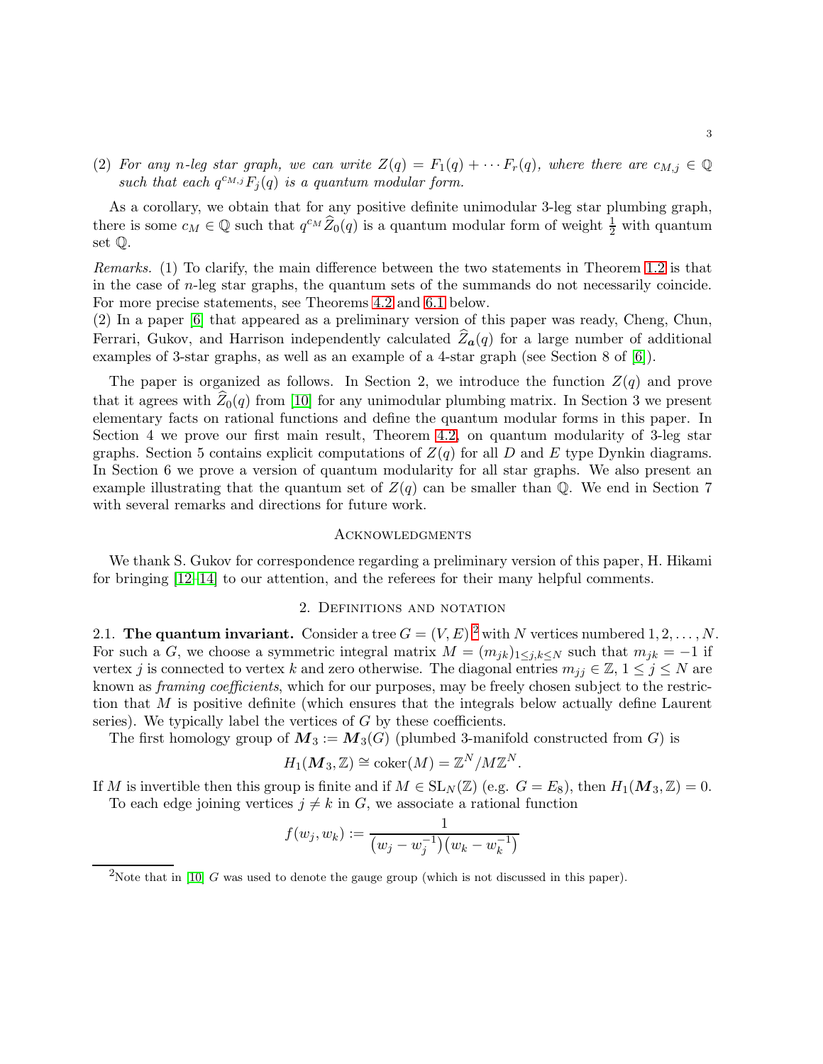(2) *For any $n$-leg star graph, we can write $Z(q) = F_1(q) + \cdots F_r(q)$, where there are $c_{M,j} \in \mathbb{Q}$ such that each $q^{c_{M,j}} F_j(q)$ is a quantum modular form.*

As a corollary, we obtain that for any positive definite unimodular 3-leg star plumbing graph, there is some $c_M \in \mathbb{Q}$ such that $q^{c_M} \widehat{Z}_0(q)$ is a quantum modular form of weight $\frac{1}{2}$ with quantum set $\mathbb{Q}$.

*Remarks.* (1) To clarify, the main difference between the two statements in Theorem 1.2 is that in the case of $n$-leg star graphs, the quantum sets of the summands do not necessarily coincide. For more precise statements, see Theorems 4.2 and 6.1 below.
(2) In a paper [6] that appeared as a preliminary version of this paper was ready, Cheng, Chun, Ferrari, Gukov, and Harrison independently calculated $\widehat{Z}_{\boldsymbol{a}}(q)$ for a large number of additional examples of 3-star graphs, as well as an example of a 4-star graph (see Section 8 of [6]).

The paper is organized as follows. In Section 2, we introduce the function $Z(q)$ and prove that it agrees with $\widehat{Z}_0(q)$ from [10] for any unimodular plumbing matrix. In Section 3 we present elementary facts on rational functions and define the quantum modular forms in this paper. In Section 4 we prove our first main result, Theorem 4.2, on quantum modularity of 3-leg star graphs. Section 5 contains explicit computations of $Z(q)$ for all $D$ and $E$ type Dynkin diagrams. In Section 6 we prove a version of quantum modularity for all star graphs. We also present an example illustrating that the quantum set of $Z(q)$ can be smaller than $\mathbb{Q}$. We end in Section 7 with several remarks and directions for future work.

## Acknowledgments

We thank S. Gukov for correspondence regarding a preliminary version of this paper, H. Hikami for bringing [12–14] to our attention, and the referees for their many helpful comments.

## 2. Definitions and notation

**2.1. The quantum invariant.** Consider a tree $G = (V, E)$ [2] with $N$ vertices numbered $1, 2, \ldots, N$. For such a $G$, we choose a symmetric integral matrix $M = (m_{jk})_{1 \le j,k \le N}$ such that $m_{jk} = -1$ if vertex $j$ is connected to vertex $k$ and zero otherwise. The diagonal entries $m_{jj} \in \mathbb{Z}$, $1 \le j \le N$ are known as *framing coefficients*, which for our purposes, may be freely chosen subject to the restriction that $M$ is positive definite (which ensures that the integrals below actually define Laurent series). We typically label the vertices of $G$ by these coefficients.

The first homology group of $\boldsymbol{M}_3 := \boldsymbol{M}_3(G)$ (plumbed 3-manifold constructed from $G$) is

$$H_1(\boldsymbol{M}_3, \mathbb{Z}) \cong \operatorname{coker}(M) = \mathbb{Z}^N / M\mathbb{Z}^N.$$

If $M$ is invertible then this group is finite and if $M \in \mathrm{SL}_N(\mathbb{Z})$ (e.g. $G = E_8$), then $H_1(\boldsymbol{M}_3, \mathbb{Z}) = 0$.

To each edge joining vertices $j \neq k$ in $G$, we associate a rational function

$$f(w_j, w_k) := \frac{1}{\left(w_j - w_j^{-1}\right)\left(w_k - w_k^{-1}\right)}$$

[2] Note that in [10] $G$ was used to denote the gauge group (which is not discussed in this paper).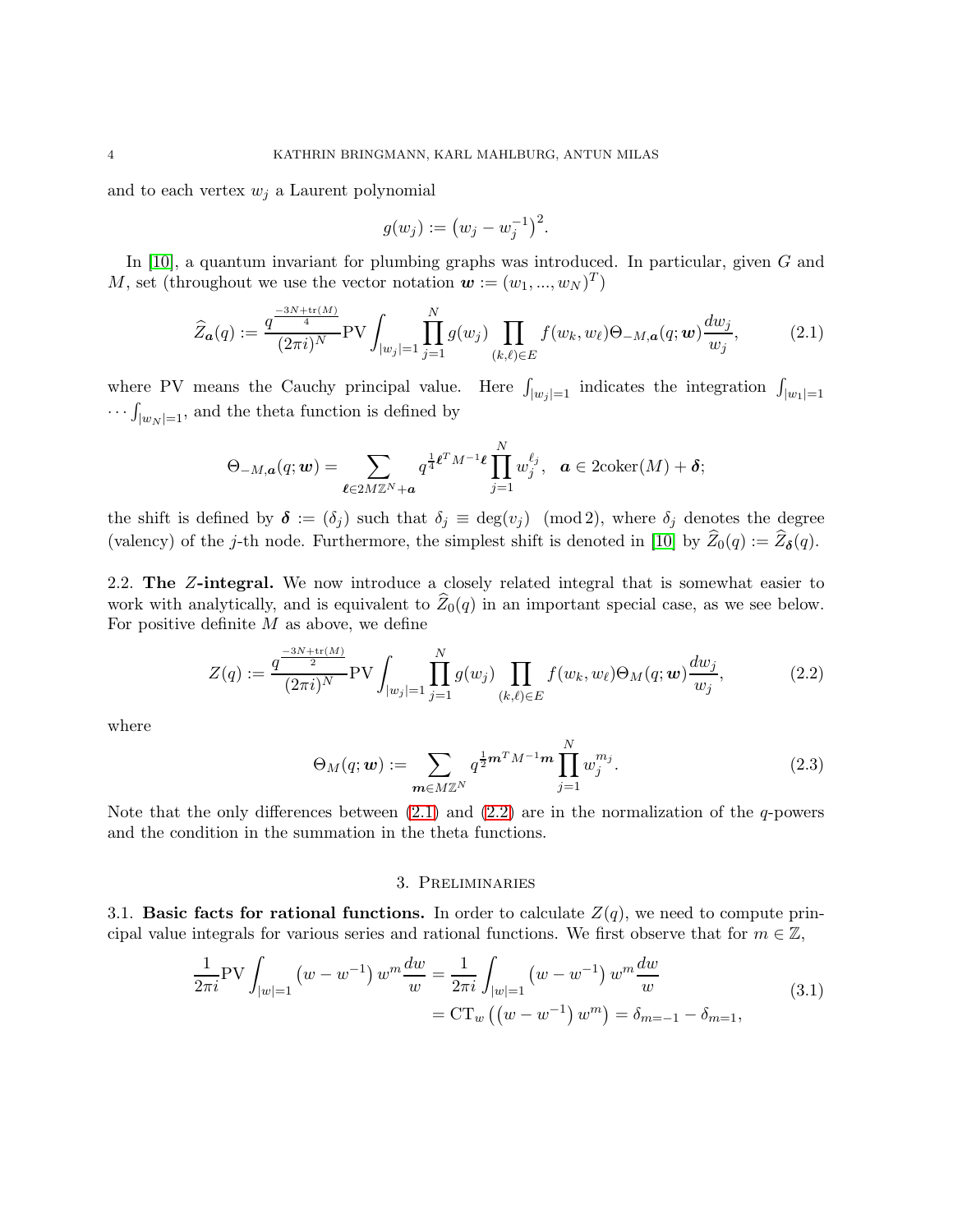and to each vertex $w_j$ a Laurent polynomial

$$g(w_j) := \left(w_j - w_j^{-1}\right)^2.$$

In [10], a quantum invariant for plumbing graphs was introduced. In particular, given $G$ and $M$, set (throughout we use the vector notation $\boldsymbol{w} := (w_1, ..., w_N)^T$)

$$\widehat{Z}_{\boldsymbol{a}}(q) := \frac{q^{\frac{-3N+\mathrm{tr}(M)}{4}}}{(2\pi i)^N} \mathrm{PV} \int_{|w_j|=1} \prod_{j=1}^{N} g(w_j) \prod_{(k,\ell)\in E} f(w_k, w_\ell) \Theta_{-M,\boldsymbol{a}}(q; \boldsymbol{w}) \frac{dw_j}{w_j}, \tag{2.1}$$

where PV means the Cauchy principal value. Here $\int_{|w_j|=1}$ indicates the integration $\int_{|w_1|=1} \cdots \int_{|w_N|=1}$, and the theta function is defined by

$$\Theta_{-M,\boldsymbol{a}}(q; \boldsymbol{w}) = \sum_{\boldsymbol{\ell}\in 2M\mathbb{Z}^N + \boldsymbol{a}} q^{\frac{1}{4}\boldsymbol{\ell}^T M^{-1} \boldsymbol{\ell}} \prod_{j=1}^{N} w_j^{\ell_j}, \quad \boldsymbol{a} \in 2\mathrm{coker}(M) + \boldsymbol{\delta};$$

the shift is defined by $\boldsymbol{\delta} := (\delta_j)$ such that $\delta_j \equiv \deg(v_j) \pmod 2$, where $\delta_j$ denotes the degree (valency) of the $j$-th node. Furthermore, the simplest shift is denoted in [10] by $\widehat{Z}_0(q) := \widehat{Z}_{\boldsymbol{\delta}}(q)$.

**2.2. The $Z$-integral.** We now introduce a closely related integral that is somewhat easier to work with analytically, and is equivalent to $\widehat{Z}_0(q)$ in an important special case, as we see below. For positive definite $M$ as above, we define

$$Z(q) := \frac{q^{\frac{-3N+\mathrm{tr}(M)}{2}}}{(2\pi i)^N} \mathrm{PV} \int_{|w_j|=1} \prod_{j=1}^{N} g(w_j) \prod_{(k,\ell)\in E} f(w_k, w_\ell) \Theta_M(q; \boldsymbol{w}) \frac{dw_j}{w_j}, \tag{2.2}$$

where

$$\Theta_M(q; \boldsymbol{w}) := \sum_{\boldsymbol{m}\in M\mathbb{Z}^N} q^{\frac{1}{2}\boldsymbol{m}^T M^{-1} \boldsymbol{m}} \prod_{j=1}^{N} w_j^{m_j}. \tag{2.3}$$

Note that the only differences between (2.1) and (2.2) are in the normalization of the $q$-powers and the condition in the summation in the theta functions.

## 3. Preliminaries

**3.1. Basic facts for rational functions.** In order to calculate $Z(q)$, we need to compute principal value integrals for various series and rational functions. We first observe that for $m \in \mathbb{Z}$,

$$\begin{aligned}\frac{1}{2\pi i} \mathrm{PV} \int_{|w|=1} \left(w - w^{-1}\right) w^m \frac{dw}{w} &= \frac{1}{2\pi i} \int_{|w|=1} \left(w - w^{-1}\right) w^m \frac{dw}{w} \\ &= \mathrm{CT}_w \left(\left(w - w^{-1}\right) w^m\right) = \delta_{m=-1} - \delta_{m=1},\end{aligned} \tag{3.1}$$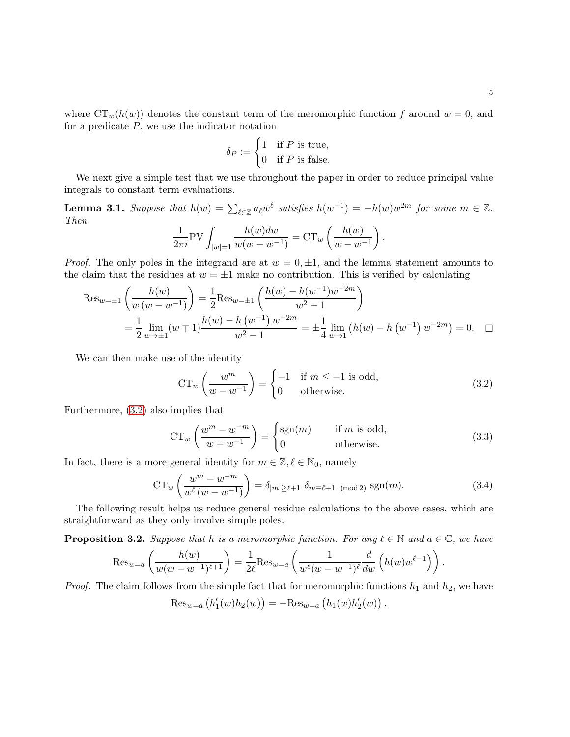where $\mathrm{CT}_w(h(w))$ denotes the constant term of the meromorphic function $f$ around $w = 0$, and for a predicate $P$, we use the indicator notation

$$\delta_P := \begin{cases} 1 & \text{if } P \text{ is true,} \\ 0 & \text{if } P \text{ is false.} \end{cases}$$

We next give a simple test that we use throughout the paper in order to reduce principal value integrals to constant term evaluations.

**Lemma 3.1.** *Suppose that $h(w) = \sum_{\ell \in \mathbb{Z}} a_\ell w^\ell$ satisfies $h(w^{-1}) = -h(w)w^{2m}$ for some $m \in \mathbb{Z}$. Then*

$$\frac{1}{2\pi i} \mathrm{PV} \int_{|w|=1} \frac{h(w)dw}{w(w - w^{-1})} = \mathrm{CT}_w\left(\frac{h(w)}{w - w^{-1}}\right).$$

*Proof.* The only poles in the integrand are at $w = 0, \pm 1$, and the lemma statement amounts to the claim that the residues at $w = \pm 1$ make no contribution. This is verified by calculating

$$\begin{aligned}
\mathrm{Res}_{w=\pm 1}\left(\frac{h(w)}{w\left(w - w^{-1}\right)}\right) &= \frac{1}{2}\mathrm{Res}_{w=\pm 1}\left(\frac{h(w) - h(w^{-1})w^{-2m}}{w^2 - 1}\right) \\
&= \frac{1}{2}\lim_{w \to \pm 1}(w \mp 1)\frac{h(w) - h\left(w^{-1}\right)w^{-2m}}{w^2 - 1} = \pm\frac{1}{4}\lim_{w \to 1}\left(h(w) - h\left(w^{-1}\right)w^{-2m}\right) = 0. \quad \square
\end{aligned}$$

We can then make use of the identity

$$\mathrm{CT}_w\left(\frac{w^m}{w - w^{-1}}\right) = \begin{cases} -1 & \text{if } m \leq -1 \text{ is odd,} \\ 0 & \text{otherwise.} \end{cases} \tag{3.2}$$

Furthermore, (3.2) also implies that

$$\mathrm{CT}_w\left(\frac{w^m - w^{-m}}{w - w^{-1}}\right) = \begin{cases} \mathrm{sgn}(m) & \text{if } m \text{ is odd,} \\ 0 & \text{otherwise.} \end{cases} \tag{3.3}$$

In fact, there is a more general identity for $m \in \mathbb{Z}, \ell \in \mathbb{N}_0$, namely

$$\mathrm{CT}_w\left(\frac{w^m - w^{-m}}{w^\ell\left(w - w^{-1}\right)}\right) = \delta_{|m| \geq \ell+1}\ \delta_{m \equiv \ell+1 \pmod 2}\ \mathrm{sgn}(m). \tag{3.4}$$

The following result helps us reduce general residue calculations to the above cases, which are straightforward as they only involve simple poles.

**Proposition 3.2.** *Suppose that $h$ is a meromorphic function. For any $\ell \in \mathbb{N}$ and $a \in \mathbb{C}$, we have*

$$\mathrm{Res}_{w=a}\left(\frac{h(w)}{w(w - w^{-1})^{\ell+1}}\right) = \frac{1}{2\ell}\mathrm{Res}_{w=a}\left(\frac{1}{w^\ell(w - w^{-1})^\ell}\frac{d}{dw}\left(h(w)w^{\ell-1}\right)\right).$$

*Proof.* The claim follows from the simple fact that for meromorphic functions $h_1$ and $h_2$, we have

$$\mathrm{Res}_{w=a}\left(h_1'(w)h_2(w)\right) = -\mathrm{Res}_{w=a}\left(h_1(w)h_2'(w)\right).$$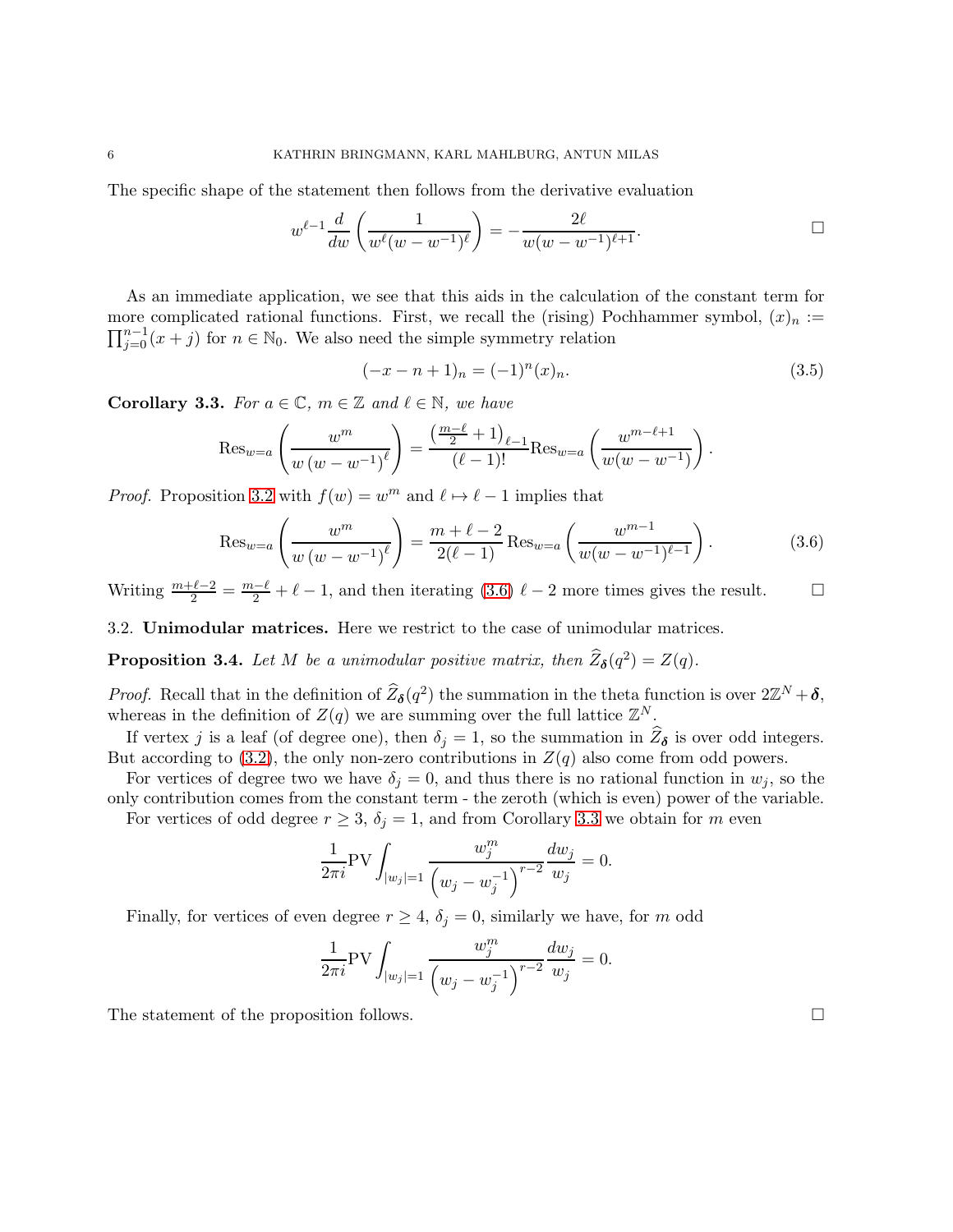The specific shape of the statement then follows from the derivative evaluation

$$w^{\ell-1}\frac{d}{dw}\left(\frac{1}{w^\ell(w-w^{-1})^\ell}\right) = -\frac{2\ell}{w(w-w^{-1})^{\ell+1}}. \qquad \square$$

As an immediate application, we see that this aids in the calculation of the constant term for more complicated rational functions. First, we recall the (rising) Pochhammer symbol, $(x)_n := \prod_{j=0}^{n-1}(x+j)$ for $n \in \mathbb{N}_0$. We also need the simple symmetry relation

$$(-x-n+1)_n = (-1)^n (x)_n. \tag{3.5}$$

**Corollary 3.3.** *For $a \in \mathbb{C}$, $m \in \mathbb{Z}$ and $\ell \in \mathbb{N}$, we have*

$$\mathrm{Res}_{w=a}\left(\frac{w^m}{w\left(w-w^{-1}\right)^\ell}\right) = \frac{\left(\frac{m-\ell}{2}+1\right)_{\ell-1}}{(\ell-1)!}\mathrm{Res}_{w=a}\left(\frac{w^{m-\ell+1}}{w(w-w^{-1})}\right).$$

*Proof.* Proposition 3.2 with $f(w) = w^m$ and $\ell \mapsto \ell - 1$ implies that

$$\mathrm{Res}_{w=a}\left(\frac{w^m}{w\left(w-w^{-1}\right)^\ell}\right) = \frac{m+\ell-2}{2(\ell-1)}\mathrm{Res}_{w=a}\left(\frac{w^{m-1}}{w(w-w^{-1})^{\ell-1}}\right). \tag{3.6}$$

Writing $\frac{m+\ell-2}{2} = \frac{m-\ell}{2} + \ell - 1$, and then iterating (3.6) $\ell - 2$ more times gives the result. $\square$

## 3.2. **Unimodular matrices.** Here we restrict to the case of unimodular matrices.

**Proposition 3.4.** *Let $M$ be a unimodular positive matrix, then $\widehat{Z}_{\boldsymbol{\delta}}(q^2) = Z(q)$.*

*Proof.* Recall that in the definition of $\widehat{Z}_{\boldsymbol{\delta}}(q^2)$ the summation in the theta function is over $2\mathbb{Z}^N + \boldsymbol{\delta}$, whereas in the definition of $Z(q)$ we are summing over the full lattice $\mathbb{Z}^N$.

If vertex $j$ is a leaf (of degree one), then $\delta_j = 1$, so the summation in $\widehat{Z}_{\boldsymbol{\delta}}$ is over odd integers. But according to (3.2), the only non-zero contributions in $Z(q)$ also come from odd powers.

For vertices of degree two we have $\delta_j = 0$, and thus there is no rational function in $w_j$, so the only contribution comes from the constant term - the zeroth (which is even) power of the variable.

For vertices of odd degree $r \geq 3$, $\delta_j = 1$, and from Corollary 3.3 we obtain for $m$ even

$$\frac{1}{2\pi i}\mathrm{PV}\int_{|w_j|=1}\frac{w_j^m}{\left(w_j - w_j^{-1}\right)^{r-2}}\frac{dw_j}{w_j} = 0.$$

Finally, for vertices of even degree $r \geq 4$, $\delta_j = 0$, similarly we have, for $m$ odd

$$\frac{1}{2\pi i}\mathrm{PV}\int_{|w_j|=1}\frac{w_j^m}{\left(w_j - w_j^{-1}\right)^{r-2}}\frac{dw_j}{w_j} = 0.$$

The statement of the proposition follows. $\square$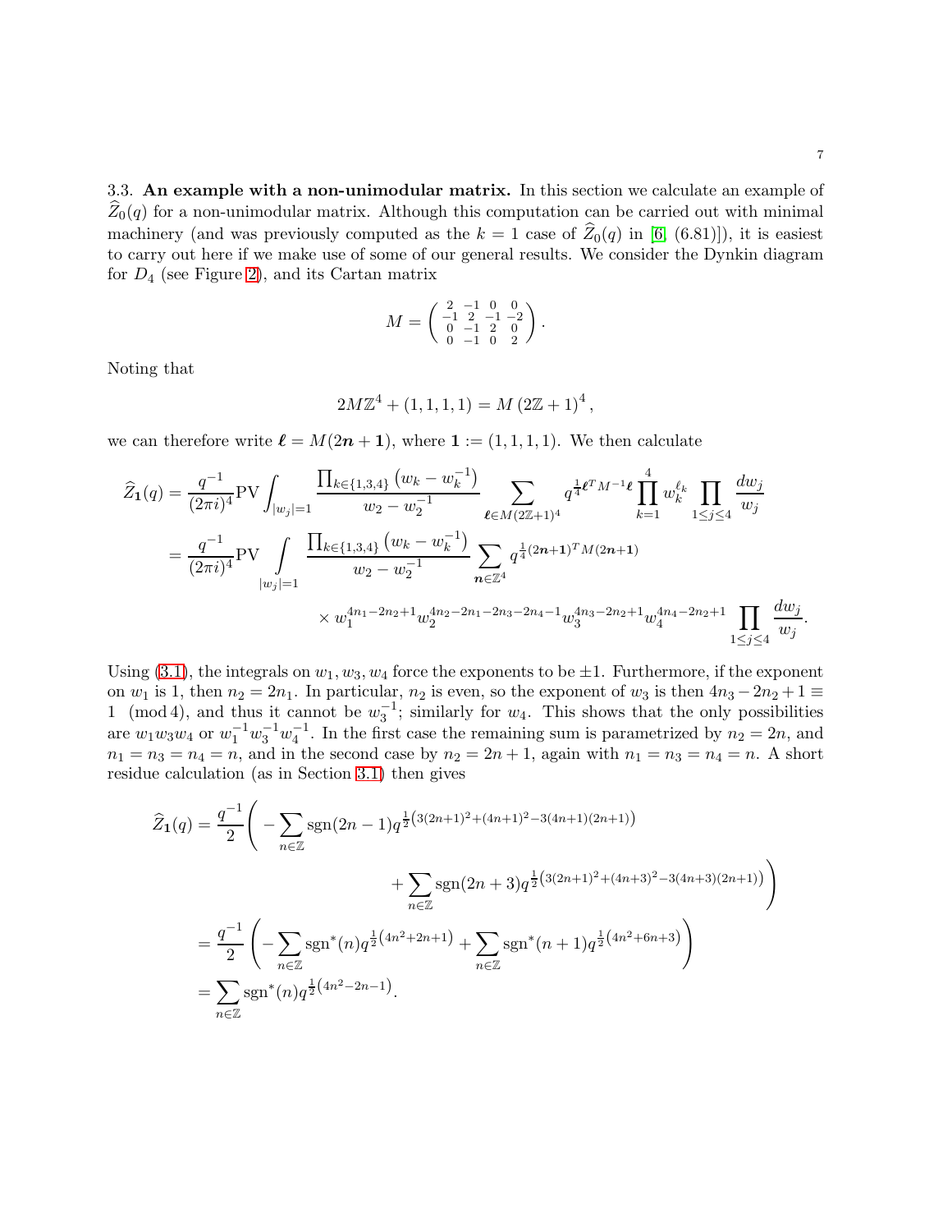3.3. **An example with a non-unimodular matrix.** In this section we calculate an example of $\widehat{Z}_0(q)$ for a non-unimodular matrix. Although this computation can be carried out with minimal machinery (and was previously computed as the $k=1$ case of $\widehat{Z}_0(q)$ in [6, (6.81)]), it is easiest to carry out here if we make use of some of our general results. We consider the Dynkin diagram for $D_4$ (see Figure 2), and its Cartan matrix

$$M = \begin{pmatrix} 2 & -1 & 0 & 0 \\ -1 & 2 & -1 & -2 \\ 0 & -1 & 2 & 0 \\ 0 & -1 & 0 & 2 \end{pmatrix}.$$

Noting that

$$2M\mathbb{Z}^4 + (1,1,1,1) = M\left(2\mathbb{Z}+1\right)^4,$$

we can therefore write $\boldsymbol{\ell} = M(2\boldsymbol{n}+\boldsymbol{1})$, where $\boldsymbol{1} := (1,1,1,1)$. We then calculate

$$\begin{aligned}
\widehat{Z}_{\boldsymbol{1}}(q) &= \frac{q^{-1}}{(2\pi i)^4}\mathrm{PV}\int_{|w_j|=1} \frac{\prod_{k\in\{1,3,4\}}\left(w_k - w_k^{-1}\right)}{w_2 - w_2^{-1}} \sum_{\boldsymbol{\ell}\in M(2\mathbb{Z}+1)^4} q^{\frac{1}{4}\boldsymbol{\ell}^T M^{-1}\boldsymbol{\ell}} \prod_{k=1}^{4} w_k^{\ell_k} \prod_{1\le j\le 4}\frac{dw_j}{w_j} \\
&= \frac{q^{-1}}{(2\pi i)^4}\mathrm{PV}\int\limits_{|w_j|=1} \frac{\prod_{k\in\{1,3,4\}}\left(w_k - w_k^{-1}\right)}{w_2 - w_2^{-1}} \sum_{\boldsymbol{n}\in\mathbb{Z}^4} q^{\frac{1}{4}(2\boldsymbol{n}+\boldsymbol{1})^T M(2\boldsymbol{n}+\boldsymbol{1})} \\
&\qquad\qquad \times w_1^{4n_1-2n_2+1} w_2^{4n_2-2n_1-2n_3-2n_4-1} w_3^{4n_3-2n_2+1} w_4^{4n_4-2n_2+1} \prod_{1\le j\le 4}\frac{dw_j}{w_j}.
\end{aligned}$$

Using (3.1), the integrals on $w_1, w_3, w_4$ force the exponents to be $\pm 1$. Furthermore, if the exponent on $w_1$ is 1, then $n_2 = 2n_1$. In particular, $n_2$ is even, so the exponent of $w_3$ is then $4n_3 - 2n_2 + 1 \equiv 1 \pmod 4$, and thus it cannot be $w_3^{-1}$; similarly for $w_4$. This shows that the only possibilities are $w_1 w_3 w_4$ or $w_1^{-1} w_3^{-1} w_4^{-1}$. In the first case the remaining sum is parametrized by $n_2 = 2n$, and $n_1 = n_3 = n_4 = n$, and in the second case by $n_2 = 2n+1$, again with $n_1 = n_3 = n_4 = n$. A short residue calculation (as in Section 3.1) then gives

$$\begin{aligned}
\widehat{Z}_{\boldsymbol{1}}(q) &= \frac{q^{-1}}{2}\Bigg( -\sum_{n\in\mathbb{Z}} \mathrm{sgn}(2n-1) q^{\frac{1}{2}\left(3(2n+1)^2 + (4n+1)^2 - 3(4n+1)(2n+1)\right)} \\
&\qquad\qquad + \sum_{n\in\mathbb{Z}} \mathrm{sgn}(2n+3) q^{\frac{1}{2}\left(3(2n+1)^2 + (4n+3)^2 - 3(4n+3)(2n+1)\right)} \Bigg) \\
&= \frac{q^{-1}}{2}\left( -\sum_{n\in\mathbb{Z}} \mathrm{sgn}^*(n) q^{\frac{1}{2}\left(4n^2+2n+1\right)} + \sum_{n\in\mathbb{Z}} \mathrm{sgn}^*(n+1) q^{\frac{1}{2}\left(4n^2+6n+3\right)} \right) \\
&= \sum_{n\in\mathbb{Z}} \mathrm{sgn}^*(n) q^{\frac{1}{2}\left(4n^2-2n-1\right)}.
\end{aligned}$$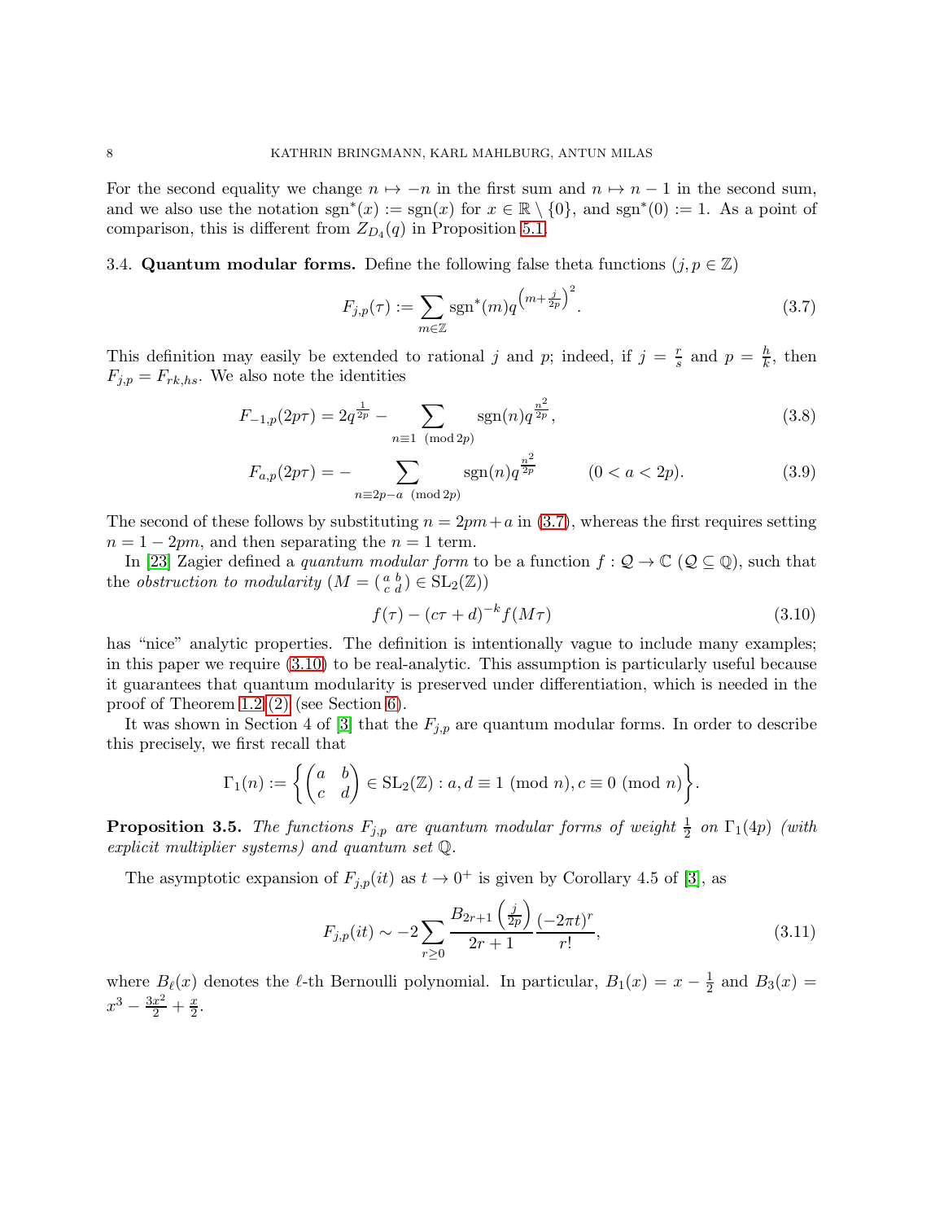For the second equality we change $n \mapsto -n$ in the first sum and $n \mapsto n-1$ in the second sum, and we also use the notation $\operatorname{sgn}^*(x) := \operatorname{sgn}(x)$ for $x \in \mathbb{R} \setminus \{0\}$, and $\operatorname{sgn}^*(0) := 1$. As a point of comparison, this is different from $Z_{D_4}(q)$ in Proposition 5.1.

### 3.4. Quantum modular forms.

Define the following false theta functions ($j, p \in \mathbb{Z}$)

$$F_{j,p}(\tau) := \sum_{m \in \mathbb{Z}} \operatorname{sgn}^*(m) q^{\left(m + \frac{j}{2p}\right)^2}. \tag{3.7}$$

This definition may easily be extended to rational $j$ and $p$; indeed, if $j = \frac{r}{s}$ and $p = \frac{h}{k}$, then $F_{j,p} = F_{rk,hs}$. We also note the identities

$$F_{-1,p}(2p\tau) = 2q^{\frac{1}{2p}} - \sum_{n \equiv 1 \pmod{2p}} \operatorname{sgn}(n) q^{\frac{n^2}{2p}}, \tag{3.8}$$

$$F_{a,p}(2p\tau) = -\sum_{n \equiv 2p-a \pmod{2p}} \operatorname{sgn}(n) q^{\frac{n^2}{2p}} \qquad (0 < a < 2p). \tag{3.9}$$

The second of these follows by substituting $n = 2pm + a$ in (3.7), whereas the first requires setting $n = 1 - 2pm$, and then separating the $n = 1$ term.

In [23] Zagier defined a *quantum modular form* to be a function $f : \mathcal{Q} \to \mathbb{C}$ ($\mathcal{Q} \subseteq \mathbb{Q}$), such that the *obstruction to modularity* ($M = \left(\begin{smallmatrix} a & b \\ c & d \end{smallmatrix}\right) \in \mathrm{SL}_2(\mathbb{Z})$)

$$f(\tau) - (c\tau + d)^{-k} f(M\tau) \tag{3.10}$$

has "nice" analytic properties. The definition is intentionally vague to include many examples; in this paper we require (3.10) to be real-analytic. This assumption is particularly useful because it guarantees that quantum modularity is preserved under differentiation, which is needed in the proof of Theorem 1.2 (2) (see Section 6).

It was shown in Section 4 of [3] that the $F_{j,p}$ are quantum modular forms. In order to describe this precisely, we first recall that

$$\Gamma_1(n) := \left\{ \begin{pmatrix} a & b \\ c & d \end{pmatrix} \in \mathrm{SL}_2(\mathbb{Z}) : a, d \equiv 1 \pmod{n}, c \equiv 0 \pmod{n} \right\}.$$

**Proposition 3.5.** *The functions $F_{j,p}$ are quantum modular forms of weight $\frac{1}{2}$ on $\Gamma_1(4p)$ (with explicit multiplier systems) and quantum set $\mathbb{Q}$.*

The asymptotic expansion of $F_{j,p}(it)$ as $t \to 0^+$ is given by Corollary 4.5 of [3], as

$$F_{j,p}(it) \sim -2 \sum_{r \geq 0} \frac{B_{2r+1}\left(\frac{j}{2p}\right)}{2r+1} \frac{(-2\pi t)^r}{r!}, \tag{3.11}$$

where $B_\ell(x)$ denotes the $\ell$-th Bernoulli polynomial. In particular, $B_1(x) = x - \frac{1}{2}$ and $B_3(x) = x^3 - \frac{3x^2}{2} + \frac{x}{2}$.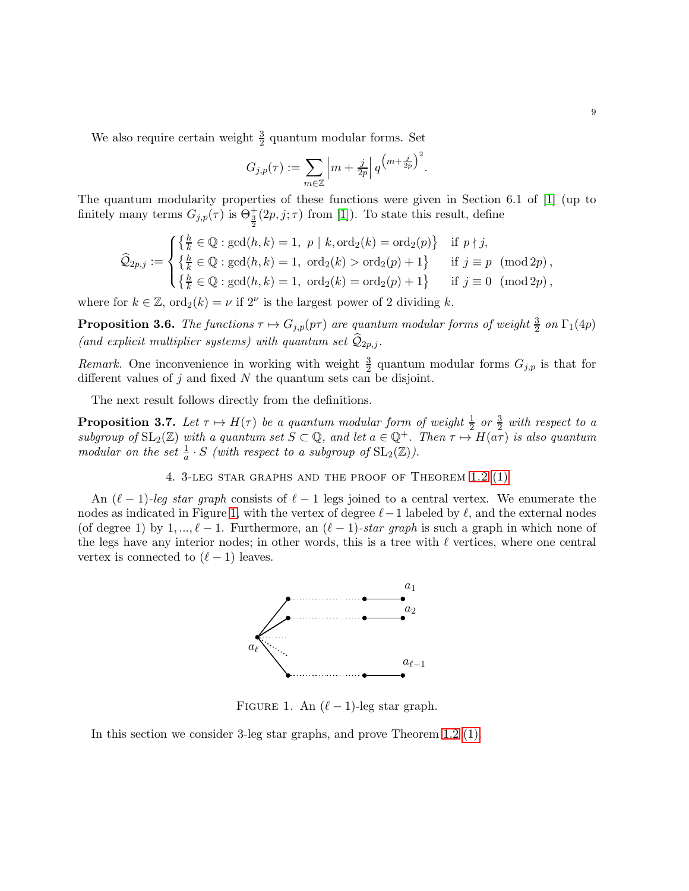We also require certain weight $\frac{3}{2}$ quantum modular forms. Set

$$G_{j,p}(\tau) := \sum_{m\in\mathbb{Z}} \left|m + \tfrac{j}{2p}\right| q^{\left(m+\frac{j}{2p}\right)^2}.$$

The quantum modularity properties of these functions were given in Section 6.1 of [1] (up to finitely many terms $G_{j,p}(\tau)$ is $\Theta^+_{\frac{3}{2}}(2p, j; \tau)$ from [1]). To state this result, define

$$\widehat{\mathcal{Q}}_{2p,j} := \begin{cases} \left\{\frac{h}{k} \in \mathbb{Q} : \gcd(h,k) = 1,\ p \mid k, \operatorname{ord}_2(k) = \operatorname{ord}_2(p)\right\} & \text{if } p \nmid j, \\ \left\{\frac{h}{k} \in \mathbb{Q} : \gcd(h,k) = 1,\ \operatorname{ord}_2(k) > \operatorname{ord}_2(p) + 1\right\} & \text{if } j \equiv p \pmod{2p}, \\ \left\{\frac{h}{k} \in \mathbb{Q} : \gcd(h,k) = 1,\ \operatorname{ord}_2(k) = \operatorname{ord}_2(p) + 1\right\} & \text{if } j \equiv 0 \pmod{2p}, \end{cases}$$

where for $k \in \mathbb{Z}$, $\operatorname{ord}_2(k) = \nu$ if $2^\nu$ is the largest power of 2 dividing $k$.

**Proposition 3.6.** *The functions $\tau \mapsto G_{j,p}(p\tau)$ are quantum modular forms of weight $\frac{3}{2}$ on $\Gamma_1(4p)$ (and explicit multiplier systems) with quantum set $\widehat{\mathcal{Q}}_{2p,j}$.*

*Remark.* One inconvenience in working with weight $\frac{3}{2}$ quantum modular forms $G_{j,p}$ is that for different values of $j$ and fixed $N$ the quantum sets can be disjoint.

The next result follows directly from the definitions.

**Proposition 3.7.** *Let $\tau \mapsto H(\tau)$ be a quantum modular form of weight $\frac{1}{2}$ or $\frac{3}{2}$ with respect to a subgroup of $\mathrm{SL}_2(\mathbb{Z})$ with a quantum set $S \subset \mathbb{Q}$, and let $a \in \mathbb{Q}^+$. Then $\tau \mapsto H(a\tau)$ is also quantum modular on the set $\frac{1}{a} \cdot S$ (with respect to a subgroup of $\mathrm{SL}_2(\mathbb{Z})$).*

## 4. 3-leg star graphs and the proof of Theorem 1.2 (1)

An $(\ell-1)$-*leg star graph* consists of $\ell - 1$ legs joined to a central vertex. We enumerate the nodes as indicated in Figure 1, with the vertex of degree $\ell - 1$ labeled by $\ell$, and the external nodes (of degree 1) by $1, ..., \ell - 1$. Furthermore, an $(\ell-1)$-*star graph* is such a graph in which none of the legs have any interior nodes; in other words, this is a tree with $\ell$ vertices, where one central vertex is connected to $(\ell - 1)$ leaves.

Figure 1. An $(\ell - 1)$-leg star graph.

In this section we consider 3-leg star graphs, and prove Theorem 1.2 (1).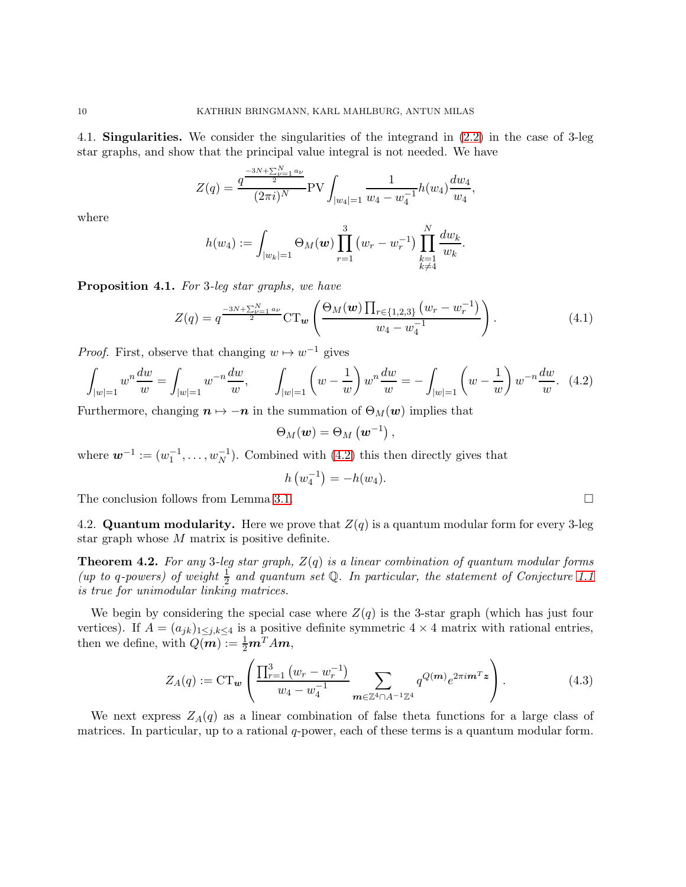**4.1. Singularities.** We consider the singularities of the integrand in (2.2) in the case of 3-leg star graphs, and show that the principal value integral is not needed. We have

$$Z(q) = \frac{q^{\frac{-3N+\sum_{\nu=1}^{N} a_\nu}{2}}}{(2\pi i)^N} \mathrm{PV} \int_{|w_4|=1} \frac{1}{w_4 - w_4^{-1}} h(w_4) \frac{dw_4}{w_4},$$

where

$$h(w_4) := \int_{|w_k|=1} \Theta_M(\boldsymbol{w}) \prod_{r=1}^{3} \left(w_r - w_r^{-1}\right) \prod_{\substack{k=1\\k\neq 4}}^{N} \frac{dw_k}{w_k}.$$

**Proposition 4.1.** *For 3-leg star graphs, we have*

$$Z(q) = q^{\frac{-3N+\sum_{\nu=1}^{N} a_\nu}{2}} \mathrm{CT}_{\boldsymbol{w}} \left( \frac{\Theta_M(\boldsymbol{w}) \prod_{r\in\{1,2,3\}} \left(w_r - w_r^{-1}\right)}{w_4 - w_4^{-1}} \right). \tag{4.1}$$

*Proof.* First, observe that changing $w \mapsto w^{-1}$ gives

$$\int_{|w|=1} w^n \frac{dw}{w} = \int_{|w|=1} w^{-n} \frac{dw}{w}, \qquad \int_{|w|=1} \left(w - \frac{1}{w}\right) w^n \frac{dw}{w} = -\int_{|w|=1} \left(w - \frac{1}{w}\right) w^{-n} \frac{dw}{w}. \tag{4.2}$$

Furthermore, changing $\boldsymbol{n} \mapsto -\boldsymbol{n}$ in the summation of $\Theta_M(\boldsymbol{w})$ implies that

$$\Theta_M(\boldsymbol{w}) = \Theta_M\left(\boldsymbol{w}^{-1}\right),$$

where $\boldsymbol{w}^{-1} := (w_1^{-1}, \ldots, w_N^{-1})$. Combined with (4.2) this then directly gives that

$$h\left(w_4^{-1}\right) = -h(w_4).$$

The conclusion follows from Lemma 3.1. $\square$

**4.2. Quantum modularity.** Here we prove that $Z(q)$ is a quantum modular form for every 3-leg star graph whose $M$ matrix is positive definite.

**Theorem 4.2.** *For any 3-leg star graph, $Z(q)$ is a linear combination of quantum modular forms (up to $q$-powers) of weight $\frac{1}{2}$ and quantum set $\mathbb{Q}$. In particular, the statement of Conjecture 1.1 is true for unimodular linking matrices.*

We begin by considering the special case where $Z(q)$ is the 3-star graph (which has just four vertices). If $A = (a_{jk})_{1\leq j,k\leq 4}$ is a positive definite symmetric $4\times 4$ matrix with rational entries, then we define, with $Q(\boldsymbol{m}) := \frac{1}{2}\boldsymbol{m}^T A \boldsymbol{m}$,

$$Z_A(q) := \mathrm{CT}_{\boldsymbol{w}} \left( \frac{\prod_{r=1}^{3} \left(w_r - w_r^{-1}\right)}{w_4 - w_4^{-1}} \sum_{\boldsymbol{m}\in\mathbb{Z}^4 \cap A^{-1}\mathbb{Z}^4} q^{Q(\boldsymbol{m})} e^{2\pi i \boldsymbol{m}^T \boldsymbol{z}} \right). \tag{4.3}$$

We next express $Z_A(q)$ as a linear combination of false theta functions for a large class of matrices. In particular, up to a rational $q$-power, each of these terms is a quantum modular form.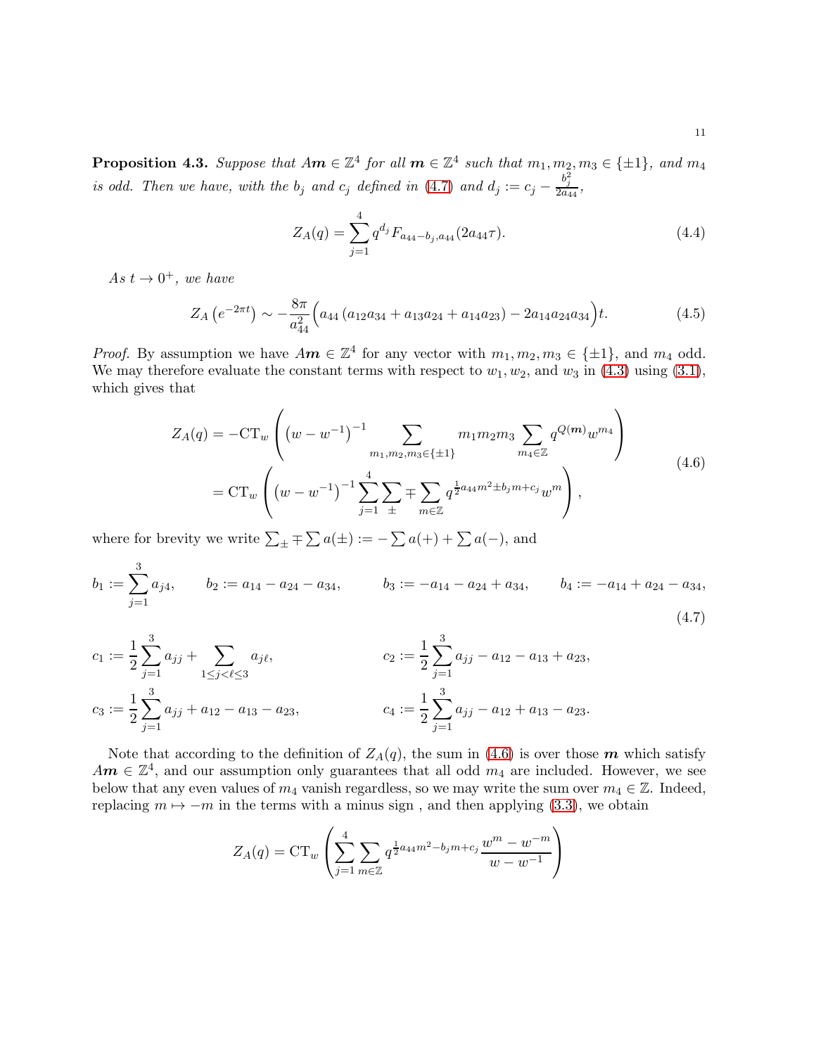**Proposition 4.3.** *Suppose that $A\boldsymbol{m} \in \mathbb{Z}^4$ for all $\boldsymbol{m} \in \mathbb{Z}^4$ such that $m_1, m_2, m_3 \in \{\pm 1\}$, and $m_4$ is odd. Then we have, with the $b_j$ and $c_j$ defined in (4.7) and $d_j := c_j - \frac{b_j^2}{2a_{44}}$,*

$$Z_A(q) = \sum_{j=1}^{4} q^{d_j} F_{a_{44}-b_j, a_{44}}(2a_{44}\tau). \tag{4.4}$$

*As $t \to 0^+$, we have*

$$Z_A\left(e^{-2\pi t}\right) \sim -\frac{8\pi}{a_{44}^2}\Big(a_{44}\left(a_{12}a_{34} + a_{13}a_{24} + a_{14}a_{23}\right) - 2a_{14}a_{24}a_{34}\Big)t. \tag{4.5}$$

*Proof.* By assumption we have $A\boldsymbol{m} \in \mathbb{Z}^4$ for any vector with $m_1, m_2, m_3 \in \{\pm 1\}$, and $m_4$ odd. We may therefore evaluate the constant terms with respect to $w_1, w_2$, and $w_3$ in (4.3) using (3.1), which gives that

$$\begin{aligned}
Z_A(q) &= -\mathrm{CT}_w\left(\left(w - w^{-1}\right)^{-1} \sum_{m_1, m_2, m_3 \in \{\pm 1\}} m_1 m_2 m_3 \sum_{m_4 \in \mathbb{Z}} q^{Q(\boldsymbol{m})} w^{m_4}\right) \\
&= \mathrm{CT}_w\left(\left(w - w^{-1}\right)^{-1} \sum_{j=1}^{4} \sum_{\pm} \mp \sum_{m \in \mathbb{Z}} q^{\frac{1}{2}a_{44}m^2 \pm b_j m + c_j} w^m\right),
\end{aligned} \tag{4.6}$$

where for brevity we write $\sum_{\pm} \mp \sum a(\pm) := -\sum a(+) + \sum a(-)$, and

$$b_1 := \sum_{j=1}^{3} a_{j4}, \qquad b_2 := a_{14} - a_{24} - a_{34}, \qquad b_3 := -a_{14} - a_{24} + a_{34}, \qquad b_4 := -a_{14} + a_{24} - a_{34}, \tag{4.7}$$

$$c_1 := \frac{1}{2}\sum_{j=1}^{3} a_{jj} + \sum_{1 \le j < \ell \le 3} a_{j\ell}, \qquad c_2 := \frac{1}{2}\sum_{j=1}^{3} a_{jj} - a_{12} - a_{13} + a_{23},$$

$$c_3 := \frac{1}{2}\sum_{j=1}^{3} a_{jj} + a_{12} - a_{13} - a_{23}, \qquad c_4 := \frac{1}{2}\sum_{j=1}^{3} a_{jj} - a_{12} + a_{13} - a_{23}.$$

Note that according to the definition of $Z_A(q)$, the sum in (4.6) is over those $\boldsymbol{m}$ which satisfy $A\boldsymbol{m} \in \mathbb{Z}^4$, and our assumption only guarantees that all odd $m_4$ are included. However, we see below that any even values of $m_4$ vanish regardless, so we may write the sum over $m_4 \in \mathbb{Z}$. Indeed, replacing $m \mapsto -m$ in the terms with a minus sign , and then applying (3.3), we obtain

$$Z_A(q) = \mathrm{CT}_w\left(\sum_{j=1}^{4} \sum_{m \in \mathbb{Z}} q^{\frac{1}{2}a_{44}m^2 - b_j m + c_j} \frac{w^m - w^{-m}}{w - w^{-1}}\right)$$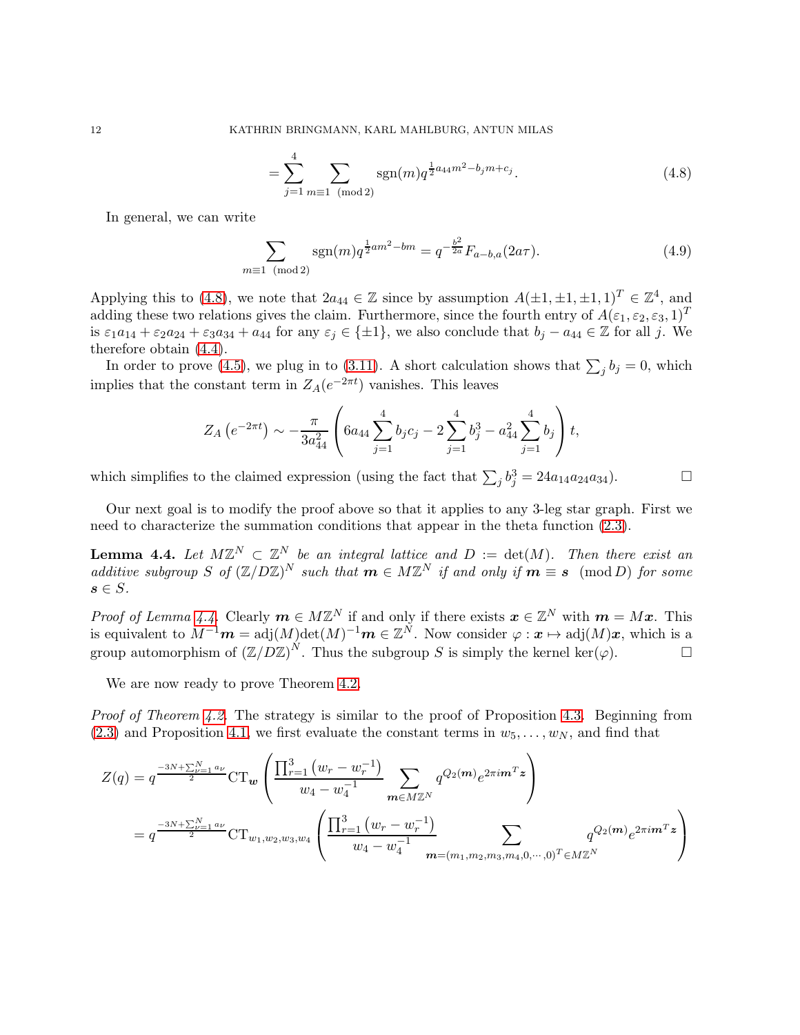$$= \sum_{j=1}^{4} \sum_{m \equiv 1 \pmod 2} \operatorname{sgn}(m) q^{\frac{1}{2}a_{44}m^2 - b_j m + c_j}. \tag{4.8}$$

In general, we can write

$$\sum_{m \equiv 1 \pmod 2} \operatorname{sgn}(m) q^{\frac{1}{2}am^2 - bm} = q^{-\frac{b^2}{2a}} F_{a-b,a}(2a\tau). \tag{4.9}$$

Applying this to (4.8), we note that $2a_{44} \in \mathbb{Z}$ since by assumption $A(\pm1, \pm1, \pm1, 1)^T \in \mathbb{Z}^4$, and adding these two relations gives the claim. Furthermore, since the fourth entry of $A(\varepsilon_1, \varepsilon_2, \varepsilon_3, 1)^T$ is $\varepsilon_1 a_{14} + \varepsilon_2 a_{24} + \varepsilon_3 a_{34} + a_{44}$ for any $\varepsilon_j \in \{\pm 1\}$, we also conclude that $b_j - a_{44} \in \mathbb{Z}$ for all $j$. We therefore obtain (4.4).

In order to prove (4.5), we plug in to (3.11). A short calculation shows that $\sum_j b_j = 0$, which implies that the constant term in $Z_A(e^{-2\pi t})$ vanishes. This leaves

$$Z_A\left(e^{-2\pi t}\right) \sim -\frac{\pi}{3a_{44}^2} \left( 6a_{44} \sum_{j=1}^{4} b_j c_j - 2\sum_{j=1}^{4} b_j^3 - a_{44}^2 \sum_{j=1}^{4} b_j \right) t,$$

which simplifies to the claimed expression (using the fact that $\sum_j b_j^3 = 24 a_{14} a_{24} a_{34}$). □

Our next goal is to modify the proof above so that it applies to any 3-leg star graph. First we need to characterize the summation conditions that appear in the theta function (2.3).

**Lemma 4.4.** *Let $M\mathbb{Z}^N \subset \mathbb{Z}^N$ be an integral lattice and $D := \det(M)$. Then there exist an additive subgroup $S$ of $(\mathbb{Z}/D\mathbb{Z})^N$ such that $\boldsymbol{m} \in M\mathbb{Z}^N$ if and only if $\boldsymbol{m} \equiv \boldsymbol{s} \pmod D$ for some $\boldsymbol{s} \in S$.*

*Proof of Lemma 4.4.* Clearly $\boldsymbol{m} \in M\mathbb{Z}^N$ if and only if there exists $\boldsymbol{x} \in \mathbb{Z}^N$ with $\boldsymbol{m} = M\boldsymbol{x}$. This is equivalent to $M^{-1}\boldsymbol{m} = \operatorname{adj}(M)\det(M)^{-1}\boldsymbol{m} \in \mathbb{Z}^N$. Now consider $\varphi : \boldsymbol{x} \mapsto \operatorname{adj}(M)\boldsymbol{x}$, which is a group automorphism of $(\mathbb{Z}/D\mathbb{Z})^N$. Thus the subgroup $S$ is simply the kernel $\ker(\varphi)$. □

We are now ready to prove Theorem 4.2.

*Proof of Theorem 4.2.* The strategy is similar to the proof of Proposition 4.3. Beginning from (2.3) and Proposition 4.1, we first evaluate the constant terms in $w_5, \ldots, w_N$, and find that

$$Z(q) = q^{\frac{-3N + \sum_{\nu=1}^{N} a_\nu}{2}} \mathrm{CT}_{\boldsymbol{w}} \left( \frac{\prod_{r=1}^{3}\left(w_r - w_r^{-1}\right)}{w_4 - w_4^{-1}} \sum_{\boldsymbol{m} \in M\mathbb{Z}^N} q^{Q_2(\boldsymbol{m})} e^{2\pi i \boldsymbol{m}^T \boldsymbol{z}} \right)$$

$$= q^{\frac{-3N + \sum_{\nu=1}^{N} a_\nu}{2}} \mathrm{CT}_{w_1, w_2, w_3, w_4} \left( \frac{\prod_{r=1}^{3}\left(w_r - w_r^{-1}\right)}{w_4 - w_4^{-1}} \sum_{\boldsymbol{m} = (m_1, m_2, m_3, m_4, 0, \cdots, 0)^T \in M\mathbb{Z}^N} q^{Q_2(\boldsymbol{m})} e^{2\pi i \boldsymbol{m}^T \boldsymbol{z}} \right)$$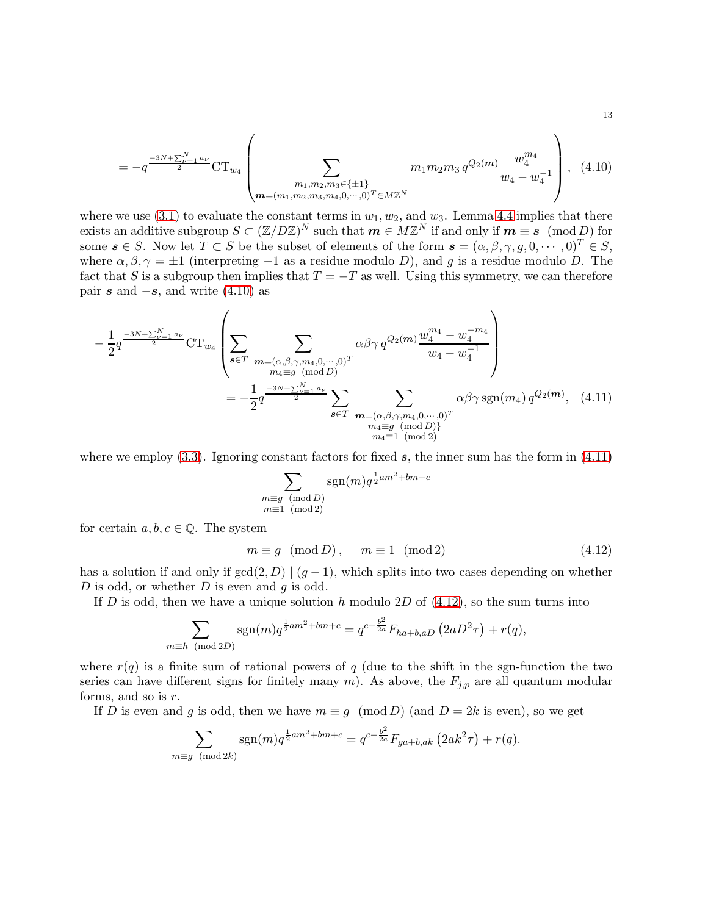$$= -q^{\frac{-3N+\sum_{\nu=1}^{N} a_\nu}{2}} \mathrm{CT}_{w_4} \left( \sum_{\substack{m_1,m_2,m_3 \in \{\pm 1\} \\ \boldsymbol{m}=(m_1,m_2,m_3,m_4,0,\cdots,0)^T \in M\mathbb{Z}^N}} m_1 m_2 m_3 \, q^{Q_2(\boldsymbol{m})} \frac{w_4^{m_4}}{w_4 - w_4^{-1}} \right), \quad (4.10)$$

where we use (3.1) to evaluate the constant terms in $w_1, w_2$, and $w_3$. Lemma 4.4 implies that there exists an additive subgroup $S \subset (\mathbb{Z}/D\mathbb{Z})^N$ such that $\boldsymbol{m} \in M\mathbb{Z}^N$ if and only if $\boldsymbol{m} \equiv \boldsymbol{s} \pmod{D}$ for some $\boldsymbol{s} \in S$. Now let $T \subset S$ be the subset of elements of the form $\boldsymbol{s} = (\alpha, \beta, \gamma, g, 0, \cdots, 0)^T \in S$, where $\alpha, \beta, \gamma = \pm 1$ (interpreting $-1$ as a residue modulo $D$), and $g$ is a residue modulo $D$. The fact that $S$ is a subgroup then implies that $T = -T$ as well. Using this symmetry, we can therefore pair $\boldsymbol{s}$ and $-\boldsymbol{s}$, and write (4.10) as

$$-\frac{1}{2} q^{\frac{-3N+\sum_{\nu=1}^{N} a_\nu}{2}} \mathrm{CT}_{w_4} \left( \sum_{\boldsymbol{s} \in T} \sum_{\substack{\boldsymbol{m}=(\alpha,\beta,\gamma,m_4,0,\cdots,0)^T \\ m_4 \equiv g \pmod{D}}} \alpha\beta\gamma \, q^{Q_2(\boldsymbol{m})} \frac{w_4^{m_4} - w_4^{-m_4}}{w_4 - w_4^{-1}} \right)$$
$$= -\frac{1}{2} q^{\frac{-3N+\sum_{\nu=1}^{N} a_\nu}{2}} \sum_{\boldsymbol{s} \in T} \sum_{\substack{\boldsymbol{m}=(\alpha,\beta,\gamma,m_4,0,\cdots,0)^T \\ m_4 \equiv g \pmod{D}\} \\ m_4 \equiv 1 \pmod{2}}} \alpha\beta\gamma \, \mathrm{sgn}(m_4) \, q^{Q_2(\boldsymbol{m})}, \quad (4.11)$$

where we employ (3.3). Ignoring constant factors for fixed $\boldsymbol{s}$, the inner sum has the form in (4.11)

$$\sum_{\substack{m \equiv g \pmod{D} \\ m \equiv 1 \pmod{2}}} \mathrm{sgn}(m) q^{\frac{1}{2}am^2+bm+c}$$

for certain $a, b, c \in \mathbb{Q}$. The system

$$m \equiv g \pmod{D}, \qquad m \equiv 1 \pmod{2} \quad (4.12)$$

has a solution if and only if $\gcd(2, D) \mid (g-1)$, which splits into two cases depending on whether $D$ is odd, or whether $D$ is even and $g$ is odd.

If $D$ is odd, then we have a unique solution $h$ modulo $2D$ of (4.12), so the sum turns into

$$\sum_{m \equiv h \pmod{2D}} \mathrm{sgn}(m) q^{\frac{1}{2}am^2+bm+c} = q^{c-\frac{b^2}{2a}} F_{ha+b,aD}\left(2aD^2\tau\right) + r(q),$$

where $r(q)$ is a finite sum of rational powers of $q$ (due to the shift in the sgn-function the two series can have different signs for finitely many $m$). As above, the $F_{j,p}$ are all quantum modular forms, and so is $r$.

If $D$ is even and $g$ is odd, then we have $m \equiv g \pmod{D}$ (and $D = 2k$ is even), so we get

$$\sum_{m \equiv g \pmod{2k}} \mathrm{sgn}(m) q^{\frac{1}{2}am^2+bm+c} = q^{c-\frac{b^2}{2a}} F_{ga+b,ak}\left(2ak^2\tau\right) + r(q).$$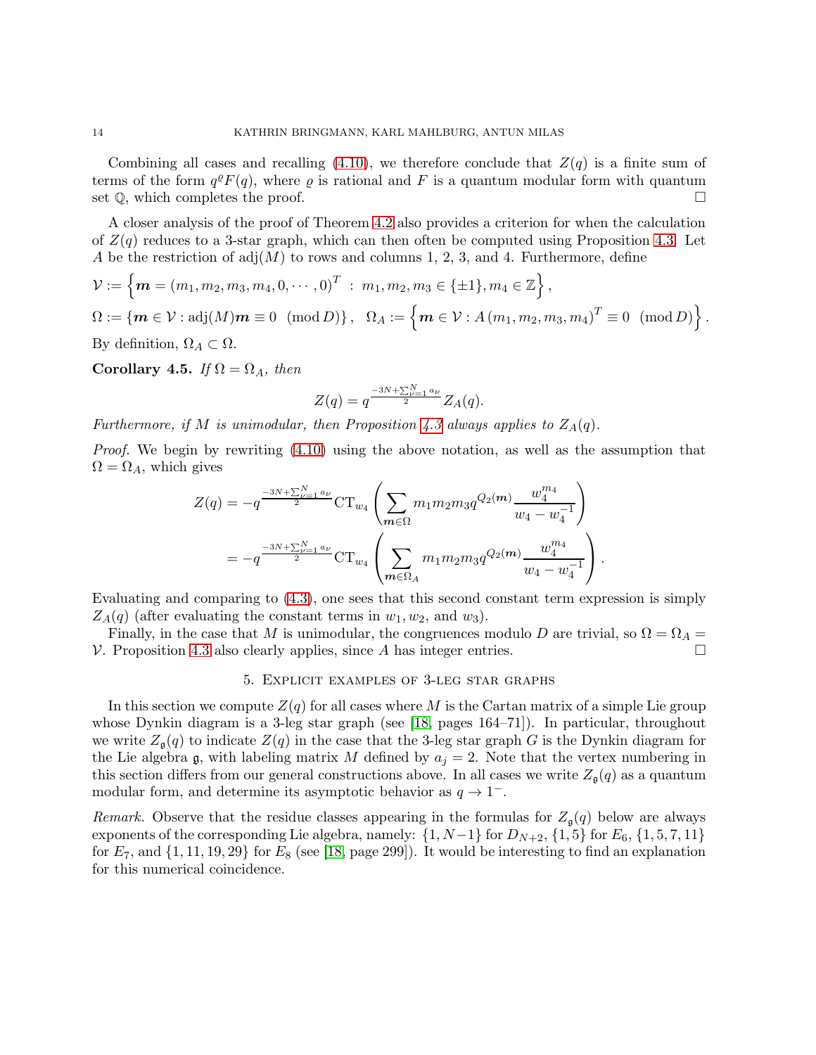Combining all cases and recalling (4.10), we therefore conclude that $Z(q)$ is a finite sum of terms of the form $q^{\varrho}F(q)$, where $\varrho$ is rational and $F$ is a quantum modular form with quantum set $\mathbb{Q}$, which completes the proof. $\square$

A closer analysis of the proof of Theorem 4.2 also provides a criterion for when the calculation of $Z(q)$ reduces to a 3-star graph, which can then often be computed using Proposition 4.3. Let $A$ be the restriction of $\operatorname{adj}(M)$ to rows and columns 1, 2, 3, and 4. Furthermore, define

$$\mathcal{V} := \left\{ \boldsymbol{m} = (m_1, m_2, m_3, m_4, 0, \cdots, 0)^T \ : \ m_1, m_2, m_3 \in \{\pm 1\}, m_4 \in \mathbb{Z} \right\},$$

$$\Omega := \{\boldsymbol{m} \in \mathcal{V} : \operatorname{adj}(M)\boldsymbol{m} \equiv 0 \pmod{D}\}, \quad \Omega_A := \left\{ \boldsymbol{m} \in \mathcal{V} : A\left(m_1, m_2, m_3, m_4\right)^T \equiv 0 \pmod{D} \right\}.$$

By definition, $\Omega_A \subset \Omega$.

**Corollary 4.5.** *If $\Omega = \Omega_A$, then*

$$Z(q) = q^{\frac{-3N + \sum_{\nu=1}^{N} a_\nu}{2}} Z_A(q).$$

*Furthermore, if $M$ is unimodular, then Proposition 4.3 always applies to $Z_A(q)$.*

*Proof.* We begin by rewriting (4.10) using the above notation, as well as the assumption that $\Omega = \Omega_A$, which gives

$$\begin{aligned} Z(q) &= -q^{\frac{-3N + \sum_{\nu=1}^{N} a_\nu}{2}} \mathrm{CT}_{w_4} \left( \sum_{\boldsymbol{m} \in \Omega} m_1 m_2 m_3 q^{Q_2(\boldsymbol{m})} \frac{w_4^{m_4}}{w_4 - w_4^{-1}} \right) \\ &= -q^{\frac{-3N + \sum_{\nu=1}^{N} a_\nu}{2}} \mathrm{CT}_{w_4} \left( \sum_{\boldsymbol{m} \in \Omega_A} m_1 m_2 m_3 q^{Q_2(\boldsymbol{m})} \frac{w_4^{m_4}}{w_4 - w_4^{-1}} \right). \end{aligned}$$

Evaluating and comparing to (4.3), one sees that this second constant term expression is simply $Z_A(q)$ (after evaluating the constant terms in $w_1, w_2$, and $w_3$).

Finally, in the case that $M$ is unimodular, the congruences modulo $D$ are trivial, so $\Omega = \Omega_A = \mathcal{V}$. Proposition 4.3 also clearly applies, since $A$ has integer entries. $\square$

## 5. Explicit examples of 3-leg star graphs

In this section we compute $Z(q)$ for all cases where $M$ is the Cartan matrix of a simple Lie group whose Dynkin diagram is a 3-leg star graph (see [18, pages 164–71]). In particular, throughout we write $Z_{\mathfrak{g}}(q)$ to indicate $Z(q)$ in the case that the 3-leg star graph $G$ is the Dynkin diagram for the Lie algebra $\mathfrak{g}$, with labeling matrix $M$ defined by $a_j = 2$. Note that the vertex numbering in this section differs from our general constructions above. In all cases we write $Z_{\mathfrak{g}}(q)$ as a quantum modular form, and determine its asymptotic behavior as $q \to 1^-$.

*Remark.* Observe that the residue classes appearing in the formulas for $Z_{\mathfrak{g}}(q)$ below are always exponents of the corresponding Lie algebra, namely: $\{1, N-1\}$ for $D_{N+2}$, $\{1, 5\}$ for $E_6$, $\{1, 5, 7, 11\}$ for $E_7$, and $\{1, 11, 19, 29\}$ for $E_8$ (see [18, page 299]). It would be interesting to find an explanation for this numerical coincidence.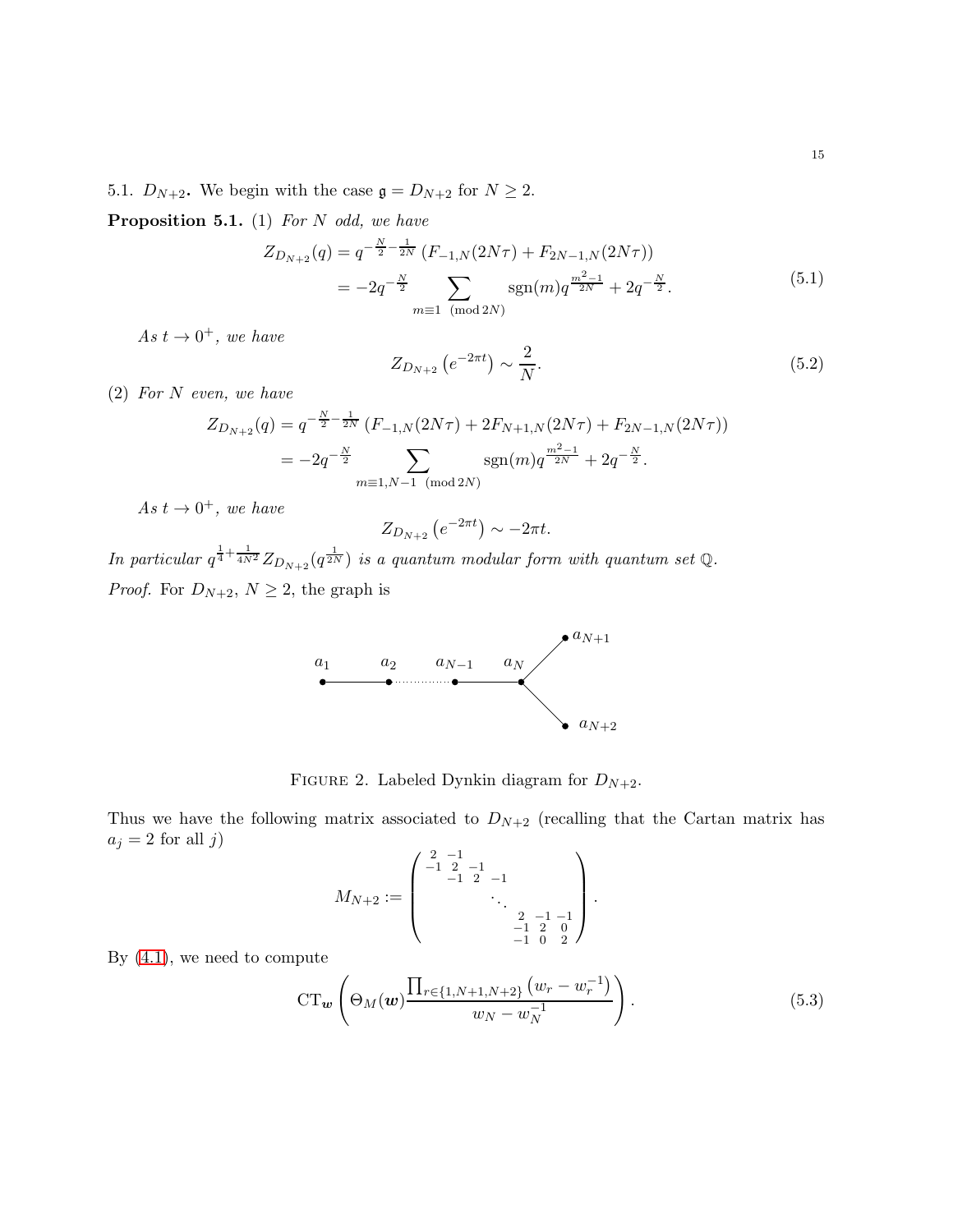5.1. $D_{N+2}$**.** We begin with the case $\mathfrak{g} = D_{N+2}$ for $N \geq 2$.

**Proposition 5.1.** (1) *For $N$ odd, we have*

$$
\begin{aligned}
Z_{D_{N+2}}(q) &= q^{-\frac{N}{2}-\frac{1}{2N}} \left(F_{-1,N}(2N\tau) + F_{2N-1,N}(2N\tau)\right) \\
&= -2q^{-\frac{N}{2}} \sum_{m \equiv 1 \pmod{2N}} \operatorname{sgn}(m) q^{\frac{m^2-1}{2N}} + 2q^{-\frac{N}{2}}.
\end{aligned}
\tag{5.1}
$$

*As $t \to 0^+$, we have*

$$
Z_{D_{N+2}}\left(e^{-2\pi t}\right) \sim \frac{2}{N}. \tag{5.2}
$$

(2) *For $N$ even, we have*

$$
\begin{aligned}
Z_{D_{N+2}}(q) &= q^{-\frac{N}{2}-\frac{1}{2N}} \left(F_{-1,N}(2N\tau) + 2F_{N+1,N}(2N\tau) + F_{2N-1,N}(2N\tau)\right) \\
&= -2q^{-\frac{N}{2}} \sum_{m \equiv 1, N-1 \pmod{2N}} \operatorname{sgn}(m) q^{\frac{m^2-1}{2N}} + 2q^{-\frac{N}{2}}.
\end{aligned}
$$

*As $t \to 0^+$, we have*

$$
Z_{D_{N+2}}\left(e^{-2\pi t}\right) \sim -2\pi t.
$$

*In particular $q^{\frac{1}{4}+\frac{1}{4N^2}} Z_{D_{N+2}}(q^{\frac{1}{2N}})$ is a quantum modular form with quantum set $\mathbb{Q}$.*

*Proof.* For $D_{N+2}$, $N \geq 2$, the graph is

FIGURE 2. Labeled Dynkin diagram for $D_{N+2}$.

Thus we have the following matrix associated to $D_{N+2}$ (recalling that the Cartan matrix has $a_j = 2$ for all $j$)

$$
M_{N+2} := \begin{pmatrix}
2 & -1 & & & & & \\
-1 & 2 & -1 & & & & \\
 & -1 & 2 & -1 & & & \\
 & & & \ddots & & & \\
 & & & & 2 & -1 & -1 \\
 & & & & -1 & 2 & 0 \\
 & & & & -1 & 0 & 2
\end{pmatrix}.
$$

By (4.1), we need to compute

$$
\operatorname{CT}_{\boldsymbol{w}} \left( \Theta_M(\boldsymbol{w}) \frac{\prod_{r \in \{1, N+1, N+2\}} \left(w_r - w_r^{-1}\right)}{w_N - w_N^{-1}} \right). \tag{5.3}
$$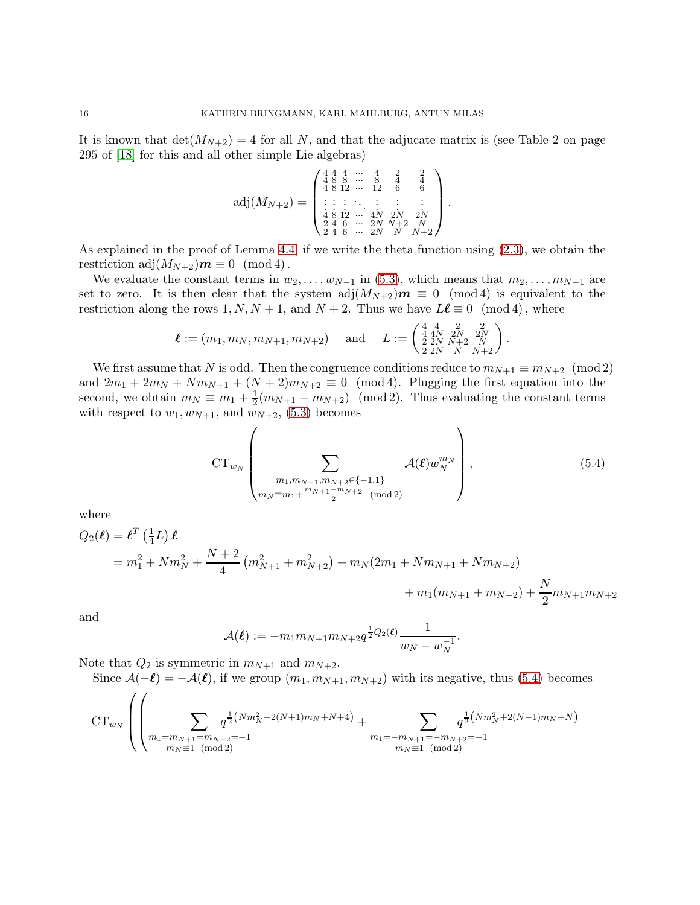It is known that $\det(M_{N+2}) = 4$ for all $N$, and that the adjucate matrix is (see Table 2 on page 295 of [18] for this and all other simple Lie algebras)

$$\operatorname{adj}(M_{N+2}) = \begin{pmatrix} 4 & 4 & 4 & \cdots & 4 & 2 & 2 \\ 4 & 8 & 8 & \cdots & 8 & 4 & 4 \\ 4 & 8 & 12 & \cdots & 12 & 6 & 6 \\ \vdots & \vdots & \vdots & \ddots & \vdots & \vdots & \vdots \\ 4 & 8 & 12 & \cdots & 4N & 2N & 2N \\ 2 & 4 & 6 & \cdots & 2N & N+2 & N \\ 2 & 4 & 6 & \cdots & 2N & N & N+2 \end{pmatrix}.$$

As explained in the proof of Lemma 4.4, if we write the theta function using (2.3), we obtain the restriction $\operatorname{adj}(M_{N+2})\boldsymbol{m} \equiv 0 \pmod 4$.

We evaluate the constant terms in $w_2, \ldots, w_{N-1}$ in (5.3), which means that $m_2, \ldots, m_{N-1}$ are set to zero. It is then clear that the system $\operatorname{adj}(M_{N+2})\boldsymbol{m} \equiv 0 \pmod 4$ is equivalent to the restriction along the rows $1, N, N+1$, and $N+2$. Thus we have $L\boldsymbol{\ell} \equiv 0 \pmod 4$, where

$$\boldsymbol{\ell} := (m_1, m_N, m_{N+1}, m_{N+2}) \quad \text{ and } \quad L := \begin{pmatrix} 4 & 4 & 2 & 2 \\ 4 & 4N & 2N & 2N \\ 2 & 2N & N+2 & N \\ 2 & 2N & N & N+2 \end{pmatrix}.$$

We first assume that $N$ is odd. Then the congruence conditions reduce to $m_{N+1} \equiv m_{N+2} \pmod 2$ and $2m_1 + 2m_N + Nm_{N+1} + (N+2)m_{N+2} \equiv 0 \pmod 4$. Plugging the first equation into the second, we obtain $m_N \equiv m_1 + \frac{1}{2}(m_{N+1} - m_{N+2}) \pmod 2$. Thus evaluating the constant terms with respect to $w_1, w_{N+1}$, and $w_{N+2}$, (5.3) becomes

$$\operatorname{CT}_{w_N}\left( \sum_{\substack{m_1, m_{N+1}, m_{N+2} \in \{-1,1\} \\ m_N \equiv m_1 + \frac{m_{N+1} - m_{N+2}}{2} \pmod 2}} \mathcal{A}(\boldsymbol{\ell}) w_N^{m_N} \right), \tag{5.4}$$

where

$$\begin{aligned} Q_2(\boldsymbol{\ell}) &= \boldsymbol{\ell}^T \left(\tfrac{1}{4}L\right)\boldsymbol{\ell} \\ &= m_1^2 + Nm_N^2 + \frac{N+2}{4}\left(m_{N+1}^2 + m_{N+2}^2\right) + m_N(2m_1 + Nm_{N+1} + Nm_{N+2}) \\ &\qquad\qquad\qquad\qquad + m_1(m_{N+1} + m_{N+2}) + \frac{N}{2}m_{N+1}m_{N+2} \end{aligned}$$

and

$$\mathcal{A}(\boldsymbol{\ell}) := -m_1 m_{N+1} m_{N+2} q^{\frac{1}{2}Q_2(\boldsymbol{\ell})} \frac{1}{w_N - w_N^{-1}}.$$

Note that $Q_2$ is symmetric in $m_{N+1}$ and $m_{N+2}$.

Since $\mathcal{A}(-\boldsymbol{\ell}) = -\mathcal{A}(\boldsymbol{\ell})$, if we group $(m_1, m_{N+1}, m_{N+2})$ with its negative, thus (5.4) becomes

$$\operatorname{CT}_{w_N}\Bigg(\Bigg( \sum_{\substack{m_1 = m_{N+1} = m_{N+2} = -1 \\ m_N \equiv 1 \pmod 2}} q^{\frac{1}{2}\left(Nm_N^2 - 2(N+1)m_N + N + 4\right)} + \sum_{\substack{m_1 = -m_{N+1} = -m_{N+2} = -1 \\ m_N \equiv 1 \pmod 2}} q^{\frac{1}{2}\left(Nm_N^2 + 2(N-1)m_N + N\right)}$$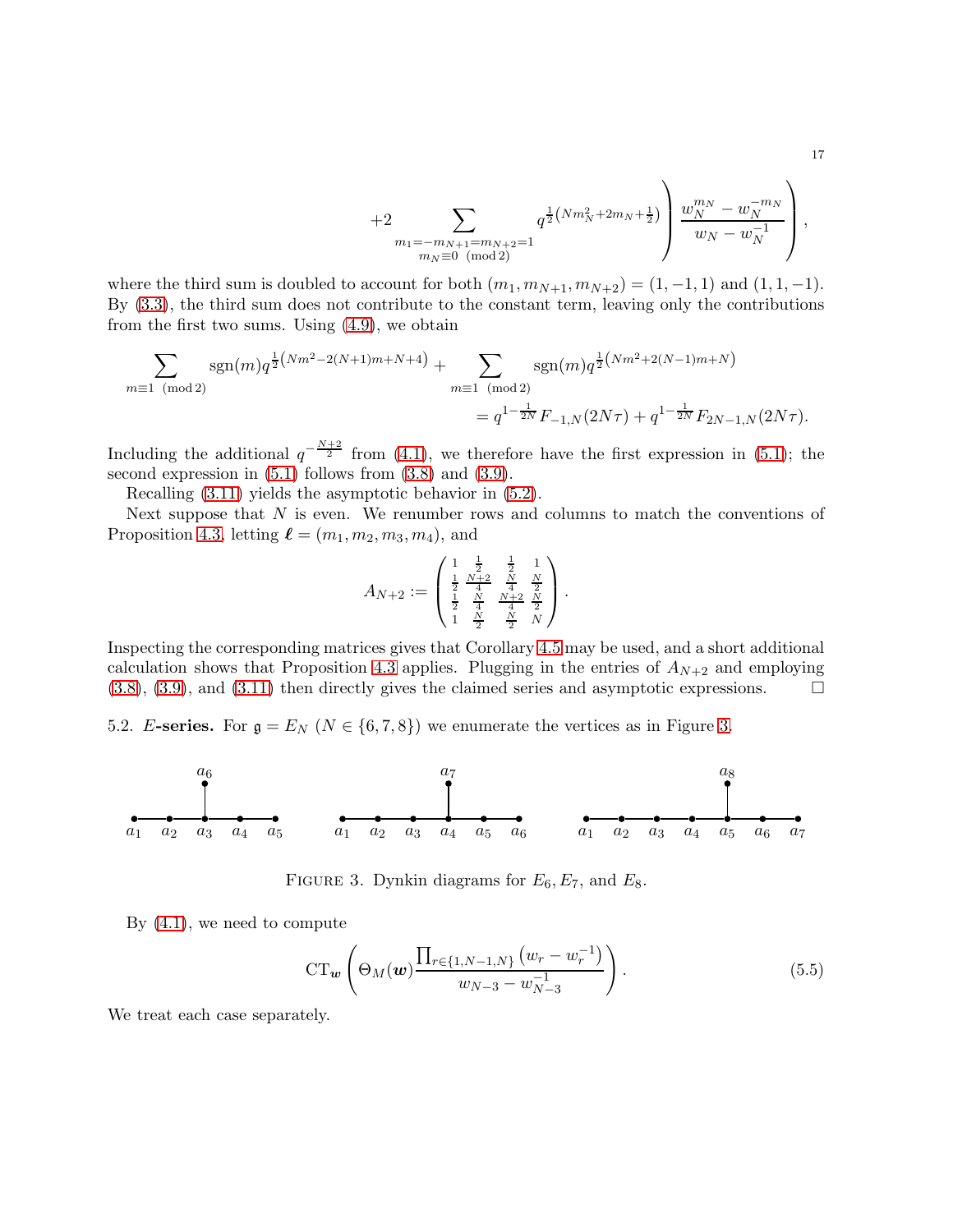$$+2 \sum_{\substack{m_1=-m_{N+1}=m_{N+2}=1\\ m_N\equiv 0 \pmod 2}} q^{\frac{1}{2}\left(Nm_N^2+2m_N+\frac{1}{2}\right)} \Bigg) \frac{w_N^{m_N}-w_N^{-m_N}}{w_N-w_N^{-1}} \Bigg),$$

where the third sum is doubled to account for both $(m_1, m_{N+1}, m_{N+2}) = (1, -1, 1)$ and $(1, 1, -1)$. By (3.3), the third sum does not contribute to the constant term, leaving only the contributions from the first two sums. Using (4.9), we obtain

$$\sum_{m\equiv 1 \pmod 2} \operatorname{sgn}(m) q^{\frac{1}{2}\left(Nm^2-2(N+1)m+N+4\right)} + \sum_{m\equiv 1 \pmod 2} \operatorname{sgn}(m) q^{\frac{1}{2}\left(Nm^2+2(N-1)m+N\right)}$$
$$= q^{1-\frac{1}{2N}} F_{-1,N}(2N\tau) + q^{1-\frac{1}{2N}} F_{2N-1,N}(2N\tau).$$

Including the additional $q^{-\frac{N+2}{2}}$ from (4.1), we therefore have the first expression in (5.1); the second expression in (5.1) follows from (3.8) and (3.9).

Recalling (3.11) yields the asymptotic behavior in (5.2).

Next suppose that $N$ is even. We renumber rows and columns to match the conventions of Proposition 4.3, letting $\boldsymbol{\ell} = (m_1, m_2, m_3, m_4)$, and

$$A_{N+2} := \begin{pmatrix} 1 & \frac{1}{2} & \frac{1}{2} & 1 \\ \frac{1}{2} & \frac{N+2}{4} & \frac{N}{4} & \frac{N}{2} \\ \frac{1}{2} & \frac{N}{4} & \frac{N+2}{4} & \frac{N}{2} \\ 1 & \frac{N}{2} & \frac{N}{2} & N \end{pmatrix}.$$

Inspecting the corresponding matrices gives that Corollary 4.5 may be used, and a short additional calculation shows that Proposition 4.3 applies. Plugging in the entries of $A_{N+2}$ and employing (3.8), (3.9), and (3.11) then directly gives the claimed series and asymptotic expressions. $\square$

**5.2. $E$-series.** For $\mathfrak{g} = E_N$ ($N \in \{6, 7, 8\}$) we enumerate the vertices as in Figure 3.

FIGURE 3. Dynkin diagrams for $E_6, E_7$, and $E_8$.

By (4.1), we need to compute

$$\operatorname{CT}_{\boldsymbol{w}} \left( \Theta_M(\boldsymbol{w}) \frac{\prod_{r\in\{1,N-1,N\}} \left(w_r - w_r^{-1}\right)}{w_{N-3} - w_{N-3}^{-1}} \right). \tag{5.5}$$

We treat each case separately.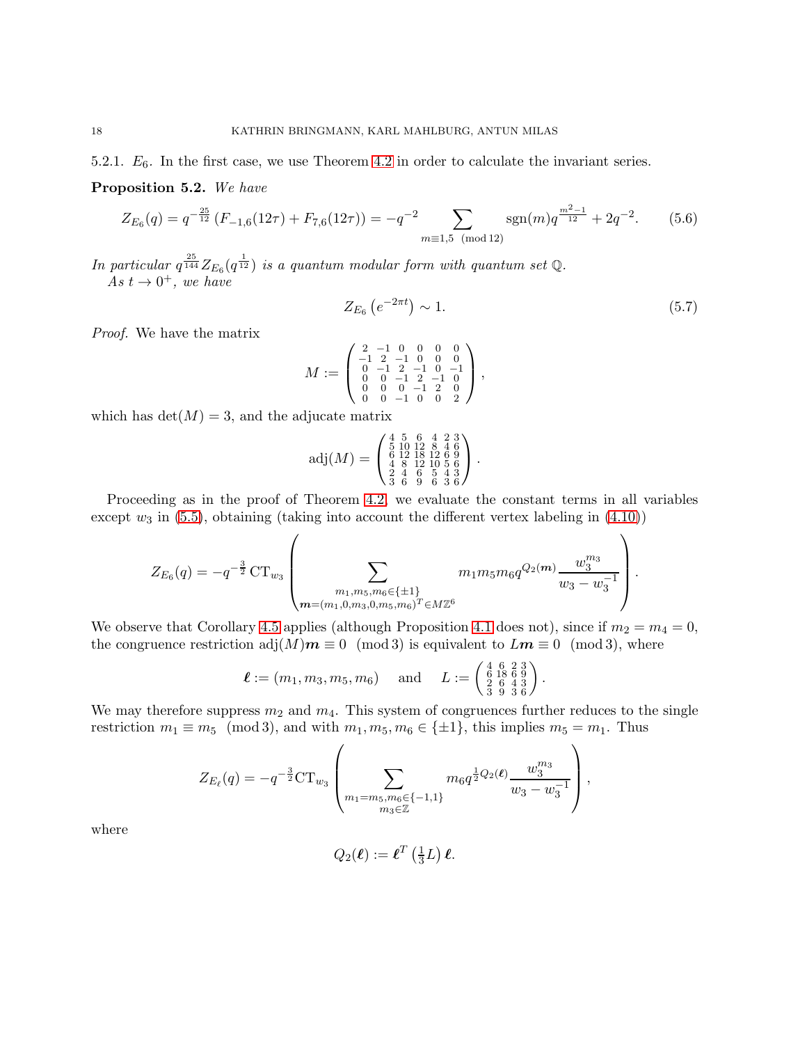5.2.1. $E_6$. In the first case, we use Theorem 4.2 in order to calculate the invariant series.

**Proposition 5.2.** *We have*

$$Z_{E_6}(q) = q^{-\frac{25}{12}}\left(F_{-1,6}(12\tau) + F_{7,6}(12\tau)\right) = -q^{-2}\sum_{m\equiv 1,5 \pmod{12}} \operatorname{sgn}(m) q^{\frac{m^2-1}{12}} + 2q^{-2}. \tag{5.6}$$

*In particular $q^{\frac{25}{144}} Z_{E_6}(q^{\frac{1}{12}})$ is a quantum modular form with quantum set $\mathbb{Q}$.*

*As $t \to 0^+$, we have*

$$Z_{E_6}\left(e^{-2\pi t}\right) \sim 1. \tag{5.7}$$

*Proof.* We have the matrix

$$M := \begin{pmatrix} 2 & -1 & 0 & 0 & 0 & 0 \\ -1 & 2 & -1 & 0 & 0 & 0 \\ 0 & -1 & 2 & -1 & 0 & -1 \\ 0 & 0 & -1 & 2 & -1 & 0 \\ 0 & 0 & 0 & -1 & 2 & 0 \\ 0 & 0 & -1 & 0 & 0 & 2 \end{pmatrix},$$

which has $\det(M) = 3$, and the adjucate matrix

$$\operatorname{adj}(M) = \begin{pmatrix} 4 & 5 & 6 & 4 & 2 & 3 \\ 5 & 10 & 12 & 8 & 4 & 6 \\ 6 & 12 & 18 & 12 & 6 & 9 \\ 4 & 8 & 12 & 10 & 5 & 6 \\ 2 & 4 & 6 & 5 & 4 & 3 \\ 3 & 6 & 9 & 6 & 3 & 6 \end{pmatrix}.$$

Proceeding as in the proof of Theorem 4.2, we evaluate the constant terms in all variables except $w_3$ in (5.5), obtaining (taking into account the different vertex labeling in (4.10))

$$Z_{E_6}(q) = -q^{-\frac{3}{2}}\operatorname{CT}_{w_3}\left(\sum_{\substack{m_1,m_5,m_6\in\{\pm 1\}\\ \boldsymbol{m}=(m_1,0,m_3,0,m_5,m_6)^T\in M\mathbb{Z}^6}} m_1 m_5 m_6 q^{Q_2(\boldsymbol{m})}\frac{w_3^{m_3}}{w_3 - w_3^{-1}}\right).$$

We observe that Corollary 4.5 applies (although Proposition 4.1 does not), since if $m_2 = m_4 = 0$, the congruence restriction $\operatorname{adj}(M)\boldsymbol{m} \equiv 0 \pmod 3$ is equivalent to $\boldsymbol{L}\boldsymbol{m} \equiv 0 \pmod 3$, where

$$\boldsymbol{\ell} := (m_1, m_3, m_5, m_6) \quad \text{ and } \quad L := \begin{pmatrix} 4 & 6 & 2 & 3 \\ 6 & 18 & 6 & 9 \\ 2 & 6 & 4 & 3 \\ 3 & 9 & 3 & 6 \end{pmatrix}.$$

We may therefore suppress $m_2$ and $m_4$. This system of congruences further reduces to the single restriction $m_1 \equiv m_5 \pmod 3$, and with $m_1, m_5, m_6 \in \{\pm 1\}$, this implies $m_5 = m_1$. Thus

$$Z_{E_\ell}(q) = -q^{-\frac{3}{2}}\operatorname{CT}_{w_3}\left(\sum_{\substack{m_1=m_5,m_6\in\{-1,1\}\\ m_3\in\mathbb{Z}}} m_6 q^{\frac{1}{2}Q_2(\boldsymbol{\ell})}\frac{w_3^{m_3}}{w_3 - w_3^{-1}}\right),$$

where

$$Q_2(\boldsymbol{\ell}) := \boldsymbol{\ell}^T\left(\tfrac{1}{3}L\right)\boldsymbol{\ell}.$$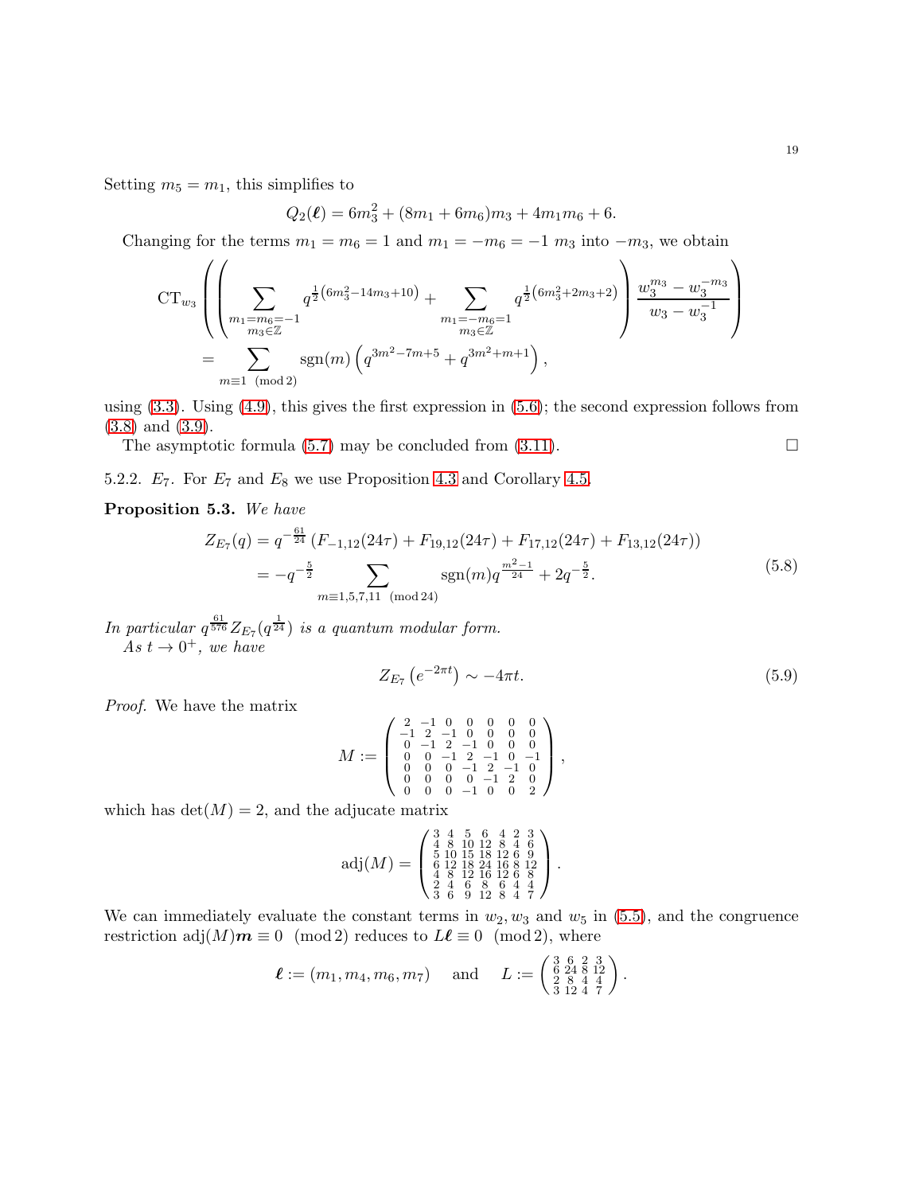Setting $m_5 = m_1$, this simplifies to

$$Q_2(\boldsymbol{\ell}) = 6m_3^2 + (8m_1 + 6m_6)m_3 + 4m_1m_6 + 6.$$

Changing for the terms $m_1 = m_6 = 1$ and $m_1 = -m_6 = -1$ $m_3$ into $-m_3$, we obtain

$$\begin{aligned}\mathrm{CT}_{w_3}&\left(\left(\sum_{\substack{m_1=m_6=-1\\ m_3\in\mathbb{Z}}} q^{\frac{1}{2}\left(6m_3^2-14m_3+10\right)} + \sum_{\substack{m_1=-m_6=1\\ m_3\in\mathbb{Z}}} q^{\frac{1}{2}\left(6m_3^2+2m_3+2\right)}\right)\frac{w_3^{m_3}-w_3^{-m_3}}{w_3-w_3^{-1}}\right)\\
&= \sum_{m\equiv 1 \pmod 2} \operatorname{sgn}(m)\left(q^{3m^2-7m+5}+q^{3m^2+m+1}\right),\end{aligned}$$

using (3.3). Using (4.9), this gives the first expression in (5.6); the second expression follows from (3.8) and (3.9).

The asymptotic formula (5.7) may be concluded from (3.11). $\square$

5.2.2. $E_7$. For $E_7$ and $E_8$ we use Proposition 4.3 and Corollary 4.5.

**Proposition 5.3.** *We have*

$$\begin{aligned}Z_{E_7}(q) &= q^{-\frac{61}{24}}\left(F_{-1,12}(24\tau)+F_{19,12}(24\tau)+F_{17,12}(24\tau)+F_{13,12}(24\tau)\right)\\
&= -q^{-\frac{5}{2}}\sum_{m\equiv 1,5,7,11 \pmod{24}} \operatorname{sgn}(m)q^{\frac{m^2-1}{24}} + 2q^{-\frac{5}{2}}.\end{aligned} \tag{5.8}$$

*In particular $q^{\frac{61}{576}}Z_{E_7}(q^{\frac{1}{24}})$ is a quantum modular form.*

*As $t\to 0^+$, we have*

$$Z_{E_7}\left(e^{-2\pi t}\right) \sim -4\pi t. \tag{5.9}$$

*Proof.* We have the matrix

$$M := \begin{pmatrix} 2 & -1 & 0 & 0 & 0 & 0 & 0\\ -1 & 2 & -1 & 0 & 0 & 0 & 0\\ 0 & -1 & 2 & -1 & 0 & 0 & 0\\ 0 & 0 & -1 & 2 & -1 & 0 & -1\\ 0 & 0 & 0 & -1 & 2 & -1 & 0\\ 0 & 0 & 0 & 0 & -1 & 2 & 0\\ 0 & 0 & 0 & -1 & 0 & 0 & 2\end{pmatrix},$$

which has $\det(M) = 2$, and the adjucate matrix

$$\operatorname{adj}(M) = \begin{pmatrix} 3 & 4 & 5 & 6 & 4 & 2 & 3\\ 4 & 8 & 10 & 12 & 8 & 4 & 6\\ 5 & 10 & 15 & 18 & 12 & 6 & 9\\ 6 & 12 & 18 & 24 & 16 & 8 & 12\\ 4 & 8 & 12 & 16 & 12 & 6 & 8\\ 2 & 4 & 6 & 8 & 6 & 4 & 4\\ 3 & 6 & 9 & 12 & 8 & 4 & 7\end{pmatrix}.$$

We can immediately evaluate the constant terms in $w_2, w_3$ and $w_5$ in (5.5), and the congruence restriction $\operatorname{adj}(M)\boldsymbol{m} \equiv 0 \pmod 2$ reduces to $L\boldsymbol{\ell} \equiv 0 \pmod 2$, where

$$\boldsymbol{\ell} := (m_1, m_4, m_6, m_7) \quad \text{and} \quad L := \begin{pmatrix} 3 & 6 & 2 & 3\\ 6 & 24 & 8 & 12\\ 2 & 8 & 4 & 4\\ 3 & 12 & 4 & 7\end{pmatrix}.$$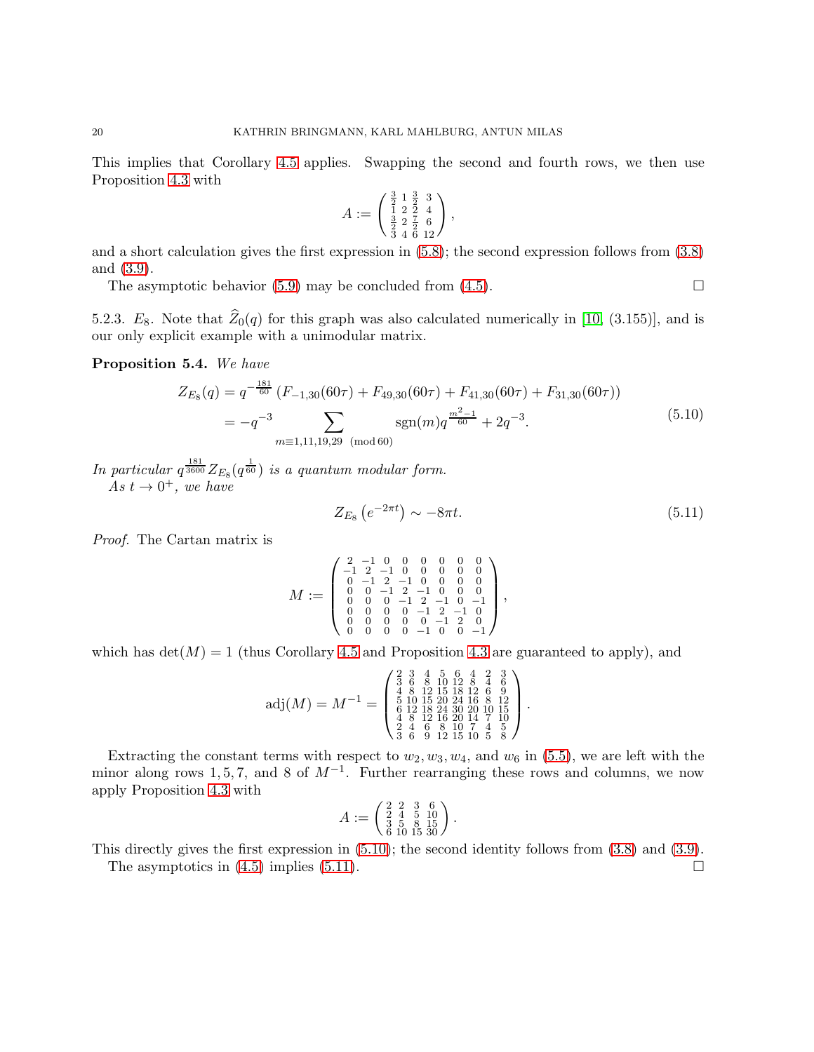This implies that Corollary 4.5 applies. Swapping the second and fourth rows, we then use Proposition 4.3 with

$$A := \begin{pmatrix} \frac{3}{2} & 1 & \frac{3}{2} & 3 \\ 1 & 2 & 2 & 4 \\ \frac{3}{2} & 2 & \frac{7}{2} & 6 \\ 3 & 4 & 6 & 12 \end{pmatrix},$$

and a short calculation gives the first expression in (5.8); the second expression follows from (3.8) and (3.9).

The asymptotic behavior (5.9) may be concluded from (4.5). $\square$

5.2.3. $E_8$. Note that $\widehat{Z}_0(q)$ for this graph was also calculated numerically in [10, (3.155)], and is our only explicit example with a unimodular matrix.

**Proposition 5.4.** *We have*

$$\begin{aligned} Z_{E_8}(q) &= q^{-\frac{181}{60}}\left(F_{-1,30}(60\tau) + F_{49,30}(60\tau) + F_{41,30}(60\tau) + F_{31,30}(60\tau)\right) \\ &= -q^{-3} \sum_{m \equiv 1,11,19,29 \pmod{60}} \operatorname{sgn}(m) q^{\frac{m^2-1}{60}} + 2q^{-3}. \end{aligned} \tag{5.10}$$

*In particular $q^{\frac{181}{3600}} Z_{E_8}(q^{\frac{1}{60}})$ is a quantum modular form.*

*As $t \to 0^+$, we have*

$$Z_{E_8}\left(e^{-2\pi t}\right) \sim -8\pi t. \tag{5.11}$$

*Proof.* The Cartan matrix is

$$M := \begin{pmatrix} 2 & -1 & 0 & 0 & 0 & 0 & 0 & 0 \\ -1 & 2 & -1 & 0 & 0 & 0 & 0 & 0 \\ 0 & -1 & 2 & -1 & 0 & 0 & 0 & 0 \\ 0 & 0 & -1 & 2 & -1 & 0 & 0 & 0 \\ 0 & 0 & 0 & -1 & 2 & -1 & 0 & -1 \\ 0 & 0 & 0 & 0 & -1 & 2 & -1 & 0 \\ 0 & 0 & 0 & 0 & 0 & -1 & 2 & 0 \\ 0 & 0 & 0 & 0 & -1 & 0 & 0 & -1 \end{pmatrix},$$

which has $\det(M) = 1$ (thus Corollary 4.5 and Proposition 4.3 are guaranteed to apply), and

$$\operatorname{adj}(M) = M^{-1} = \begin{pmatrix} 2 & 3 & 4 & 5 & 6 & 4 & 2 & 3 \\ 3 & 6 & 8 & 10 & 12 & 8 & 4 & 6 \\ 4 & 8 & 12 & 15 & 18 & 12 & 6 & 9 \\ 5 & 10 & 15 & 20 & 24 & 16 & 8 & 12 \\ 6 & 12 & 18 & 24 & 30 & 20 & 10 & 15 \\ 4 & 8 & 12 & 16 & 20 & 14 & 7 & 10 \\ 2 & 4 & 6 & 8 & 10 & 7 & 4 & 5 \\ 3 & 6 & 9 & 12 & 15 & 10 & 5 & 8 \end{pmatrix}.$$

Extracting the constant terms with respect to $w_2, w_3, w_4$, and $w_6$ in (5.5), we are left with the minor along rows $1, 5, 7$, and $8$ of $M^{-1}$. Further rearranging these rows and columns, we now apply Proposition 4.3 with

$$A := \begin{pmatrix} 2 & 2 & 3 & 6 \\ 2 & 4 & 5 & 10 \\ 3 & 5 & 8 & 15 \\ 6 & 10 & 15 & 30 \end{pmatrix}.$$

This directly gives the first expression in (5.10); the second identity follows from (3.8) and (3.9).

The asymptotics in (4.5) implies (5.11). $\square$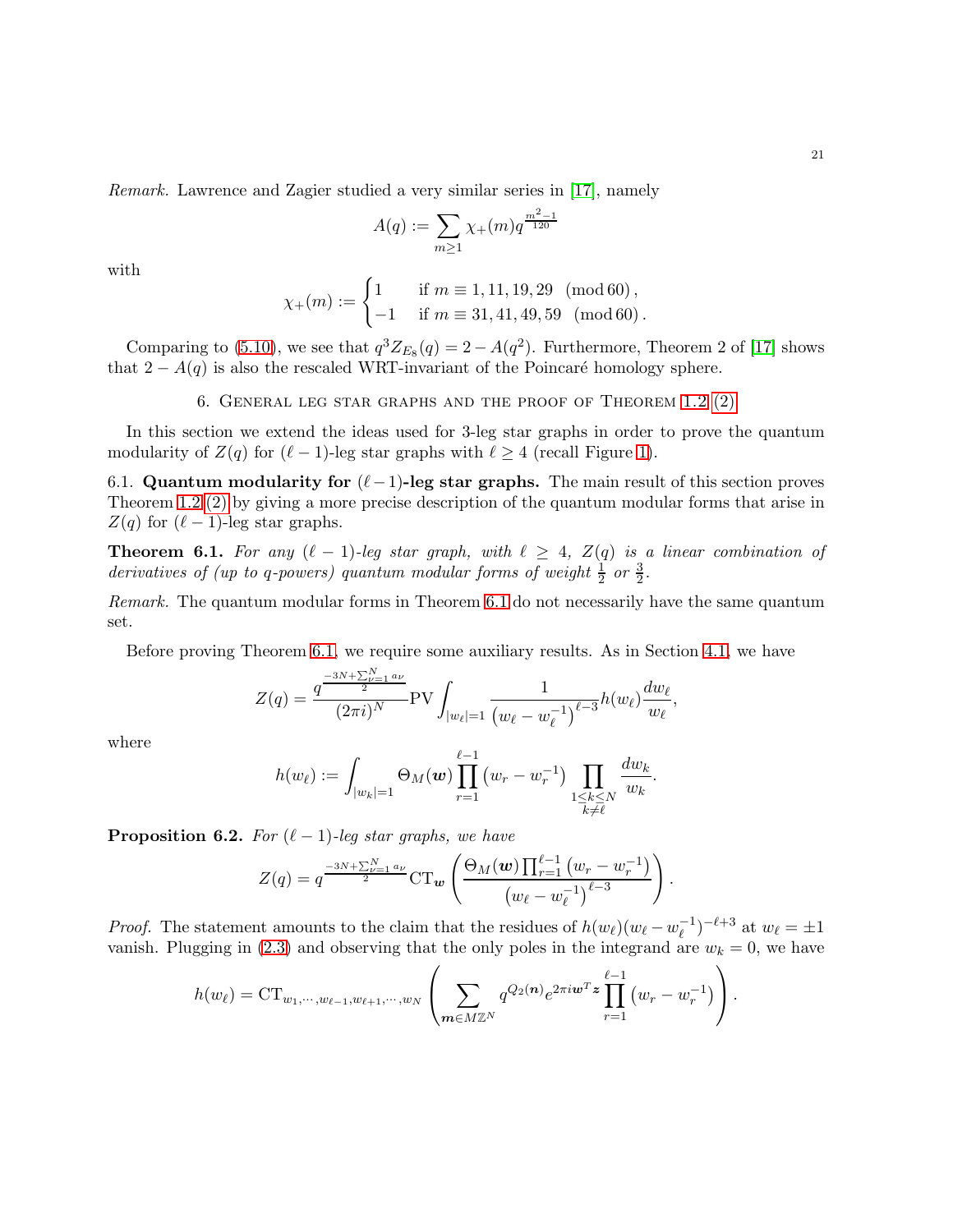*Remark.* Lawrence and Zagier studied a very similar series in [17], namely

$$A(q) := \sum_{m\geq 1} \chi_+(m) q^{\frac{m^2-1}{120}}$$

with

$$\chi_+(m) := \begin{cases} 1 & \text{if } m \equiv 1, 11, 19, 29 \pmod{60}, \\ -1 & \text{if } m \equiv 31, 41, 49, 59 \pmod{60}. \end{cases}$$

Comparing to (5.10), we see that $q^3 Z_{E_8}(q) = 2 - A(q^2)$. Furthermore, Theorem 2 of [17] shows that $2 - A(q)$ is also the rescaled WRT-invariant of the Poincaré homology sphere.

## 6. General leg star graphs and the proof of Theorem 1.2 (2)

In this section we extend the ideas used for 3-leg star graphs in order to prove the quantum modularity of $Z(q)$ for $(\ell-1)$-leg star graphs with $\ell \geq 4$ (recall Figure 1).

**6.1. Quantum modularity for $(\ell-1)$-leg star graphs.** The main result of this section proves Theorem 1.2 (2) by giving a more precise description of the quantum modular forms that arise in $Z(q)$ for $(\ell-1)$-leg star graphs.

**Theorem 6.1.** *For any $(\ell-1)$-leg star graph, with $\ell \geq 4$, $Z(q)$ is a linear combination of derivatives of (up to q-powers) quantum modular forms of weight $\frac{1}{2}$ or $\frac{3}{2}$.*

*Remark.* The quantum modular forms in Theorem 6.1 do not necessarily have the same quantum set.

Before proving Theorem 6.1, we require some auxiliary results. As in Section 4.1, we have

$$Z(q) = \frac{q^{\frac{-3N+\sum_{\nu=1}^N a_\nu}{2}}}{(2\pi i)^N} \mathrm{PV} \int_{|w_\ell|=1} \frac{1}{\left(w_\ell - w_\ell^{-1}\right)^{\ell-3}} h(w_\ell) \frac{dw_\ell}{w_\ell},$$

where

$$h(w_\ell) := \int_{|w_k|=1} \Theta_M(\boldsymbol{w}) \prod_{r=1}^{\ell-1} \left(w_r - w_r^{-1}\right) \prod_{\substack{1\leq k\leq N \\ k\neq \ell}} \frac{dw_k}{w_k}.$$

**Proposition 6.2.** *For $(\ell-1)$-leg star graphs, we have*

$$Z(q) = q^{\frac{-3N+\sum_{\nu=1}^N a_\nu}{2}} \mathrm{CT}_{\boldsymbol{w}} \left( \frac{\Theta_M(\boldsymbol{w}) \prod_{r=1}^{\ell-1} \left(w_r - w_r^{-1}\right)}{\left(w_\ell - w_\ell^{-1}\right)^{\ell-3}} \right).$$

*Proof.* The statement amounts to the claim that the residues of $h(w_\ell)(w_\ell - w_\ell^{-1})^{-\ell+3}$ at $w_\ell = \pm 1$ vanish. Plugging in (2.3) and observing that the only poles in the integrand are $w_k = 0$, we have

$$h(w_\ell) = \mathrm{CT}_{w_1,\cdots,w_{\ell-1},w_{\ell+1},\cdots,w_N} \left( \sum_{\boldsymbol{m}\in M\mathbb{Z}^N} q^{Q_2(\boldsymbol{n})} e^{2\pi i \boldsymbol{w}^T \boldsymbol{z}} \prod_{r=1}^{\ell-1} \left(w_r - w_r^{-1}\right) \right).$$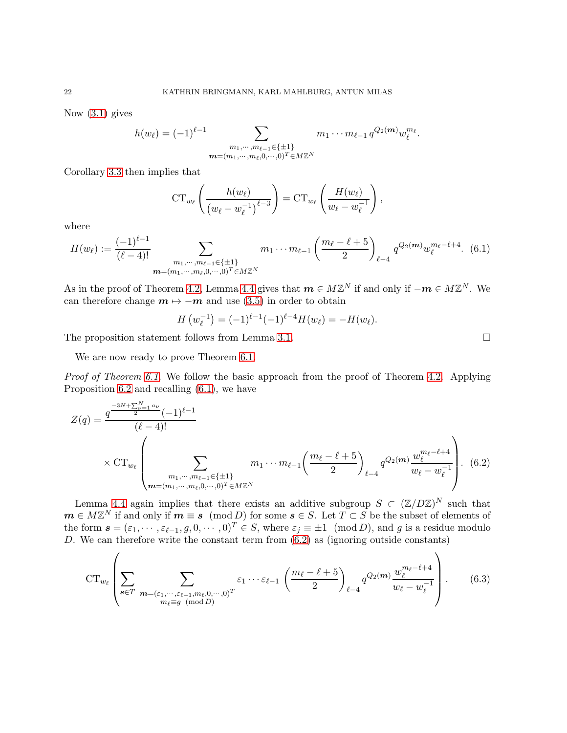Now (3.1) gives

$$h(w_\ell) = (-1)^{\ell-1} \sum_{\substack{m_1,\cdots,m_{\ell-1}\in\{\pm1\} \\ \boldsymbol{m}=(m_1,\cdots,m_\ell,0,\cdots,0)^T\in M\mathbb{Z}^N}} m_1\cdots m_{\ell-1}\, q^{Q_2(\boldsymbol{m})} w_\ell^{m_\ell}.$$

Corollary 3.3 then implies that

$$\mathrm{CT}_{w_\ell}\left(\frac{h(w_\ell)}{\left(w_\ell - w_\ell^{-1}\right)^{\ell-3}}\right) = \mathrm{CT}_{w_\ell}\left(\frac{H(w_\ell)}{w_\ell - w_\ell^{-1}}\right),$$

where

$$H(w_\ell) := \frac{(-1)^{\ell-1}}{(\ell-4)!} \sum_{\substack{m_1,\cdots,m_{\ell-1}\in\{\pm1\} \\ \boldsymbol{m}=(m_1,\cdots,m_\ell,0,\cdots,0)^T\in M\mathbb{Z}^N}} m_1\cdots m_{\ell-1}\left(\frac{m_\ell-\ell+5}{2}\right)_{\ell-4} q^{Q_2(\boldsymbol{m})} w_\ell^{m_\ell-\ell+4}. \quad (6.1)$$

As in the proof of Theorem 4.2, Lemma 4.4 gives that $\boldsymbol{m}\in M\mathbb{Z}^N$ if and only if $-\boldsymbol{m}\in M\mathbb{Z}^N$. We can therefore change $\boldsymbol{m}\mapsto -\boldsymbol{m}$ and use (3.5) in order to obtain

$$H\left(w_\ell^{-1}\right) = (-1)^{\ell-1}(-1)^{\ell-4}H(w_\ell) = -H(w_\ell).$$

The proposition statement follows from Lemma 3.1. □

We are now ready to prove Theorem 6.1.

*Proof of Theorem 6.1.* We follow the basic approach from the proof of Theorem 4.2. Applying Proposition 6.2 and recalling (6.1), we have

$$Z(q) = \frac{q^{\frac{-3N+\sum_{\nu=1}^N a_\nu}{2}}(-1)^{\ell-1}}{(\ell-4)!} \times \mathrm{CT}_{w_\ell}\left(\sum_{\substack{m_1,\cdots,m_{\ell-1}\in\{\pm1\} \\ \boldsymbol{m}=(m_1,\cdots,m_\ell,0,\cdots,0)^T\in M\mathbb{Z}^N}} m_1\cdots m_{\ell-1}\left(\frac{m_\ell-\ell+5}{2}\right)_{\ell-4} q^{Q_2(\boldsymbol{m})}\frac{w_\ell^{m_\ell-\ell+4}}{w_\ell-w_\ell^{-1}}\right). \quad (6.2)$$

Lemma 4.4 again implies that there exists an additive subgroup $S\subset(\mathbb{Z}/D\mathbb{Z})^N$ such that $\boldsymbol{m}\in M\mathbb{Z}^N$ if and only if $\boldsymbol{m}\equiv\boldsymbol{s} \pmod{D}$ for some $\boldsymbol{s}\in S$. Let $T\subset S$ be the subset of elements of the form $\boldsymbol{s}=(\varepsilon_1,\cdots,\varepsilon_{\ell-1},g,0,\cdots,0)^T\in S$, where $\varepsilon_j\equiv\pm1 \pmod{D}$, and $g$ is a residue modulo $D$. We can therefore write the constant term from (6.2) as (ignoring outside constants)

$$\mathrm{CT}_{w_\ell}\left(\sum_{\boldsymbol{s}\in T}\ \sum_{\substack{\boldsymbol{m}=(\varepsilon_1,\cdots,\varepsilon_{\ell-1},m_\ell,0,\cdots,0)^T \\ m_\ell\equiv g \pmod{D}}} \varepsilon_1\cdots\varepsilon_{\ell-1}\left(\frac{m_\ell-\ell+5}{2}\right)_{\ell-4} q^{Q_2(\boldsymbol{m})}\frac{w_\ell^{m_\ell-\ell+4}}{w_\ell-w_\ell^{-1}}\right). \quad (6.3)$$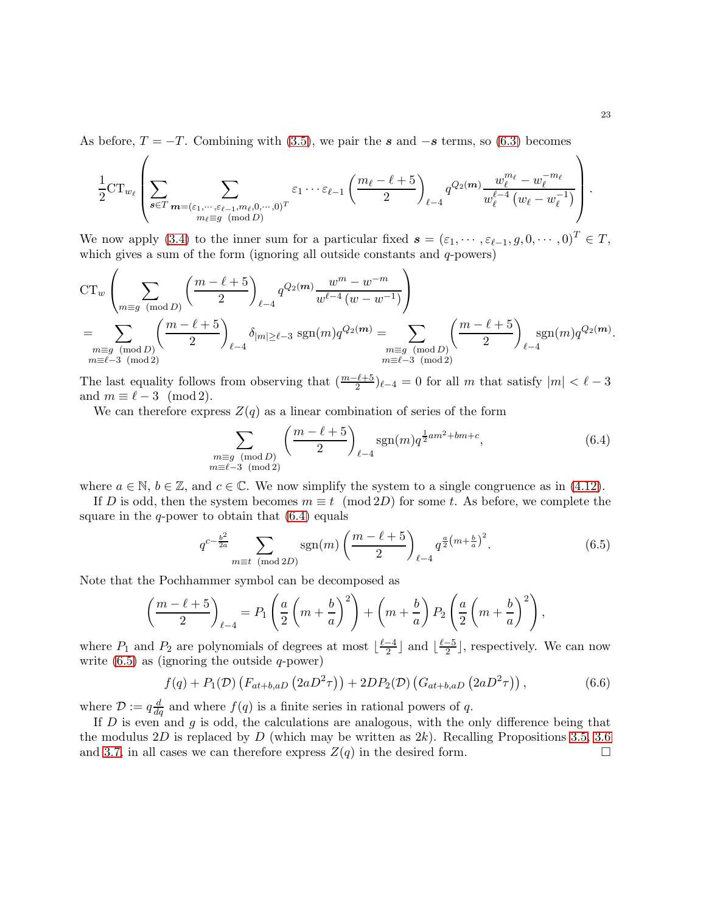As before, $T = -T$. Combining with (3.5), we pair the $\boldsymbol{s}$ and $-\boldsymbol{s}$ terms, so (6.3) becomes

$$\frac{1}{2}\mathrm{CT}_{w_\ell}\left(\sum_{\boldsymbol{s}\in T}\sum_{\substack{\boldsymbol{m}=(\varepsilon_1,\cdots,\varepsilon_{\ell-1},m_\ell,0,\cdots,0)^T\\ m_\ell\equiv g \pmod D}}\varepsilon_1\cdots\varepsilon_{\ell-1}\left(\frac{m_\ell-\ell+5}{2}\right)_{\ell-4}q^{Q_2(\boldsymbol{m})}\frac{w_\ell^{m_\ell}-w_\ell^{-m_\ell}}{w_\ell^{\ell-4}\left(w_\ell-w_\ell^{-1}\right)}\right).$$

We now apply (3.4) to the inner sum for a particular fixed $\boldsymbol{s} = (\varepsilon_1,\cdots,\varepsilon_{\ell-1},g,0,\cdots,0)^T \in T$, which gives a sum of the form (ignoring all outside constants and $q$-powers)

$$\mathrm{CT}_w\left(\sum_{m\equiv g \pmod D}\left(\frac{m-\ell+5}{2}\right)_{\ell-4}q^{Q_2(\boldsymbol{m})}\frac{w^m-w^{-m}}{w^{\ell-4}\left(w-w^{-1}\right)}\right)$$
$$=\sum_{\substack{m\equiv g \pmod D\\ m\equiv \ell-3 \pmod 2}}\left(\frac{m-\ell+5}{2}\right)_{\ell-4}\delta_{|m|\geq \ell-3}\ \mathrm{sgn}(m)q^{Q_2(\boldsymbol{m})}=\sum_{\substack{m\equiv g \pmod D\\ m\equiv \ell-3 \pmod 2}}\left(\frac{m-\ell+5}{2}\right)_{\ell-4}\mathrm{sgn}(m)q^{Q_2(\boldsymbol{m})}.$$

The last equality follows from observing that $(\frac{m-\ell+5}{2})_{\ell-4} = 0$ for all $m$ that satisfy $|m| < \ell-3$ and $m \equiv \ell-3 \pmod 2$.

We can therefore express $Z(q)$ as a linear combination of series of the form

$$\sum_{\substack{m\equiv g \pmod D\\ m\equiv \ell-3 \pmod 2}}\left(\frac{m-\ell+5}{2}\right)_{\ell-4}\mathrm{sgn}(m)q^{\frac{1}{2}am^2+bm+c}, \tag{6.4}$$

where $a\in\mathbb{N}$, $b\in\mathbb{Z}$, and $c\in\mathbb{C}$. We now simplify the system to a single congruence as in (4.12).

If $D$ is odd, then the system becomes $m \equiv t \pmod{2D}$ for some $t$. As before, we complete the square in the $q$-power to obtain that (6.4) equals

$$q^{c-\frac{b^2}{2a}}\sum_{m\equiv t \pmod{2D}}\mathrm{sgn}(m)\left(\frac{m-\ell+5}{2}\right)_{\ell-4}q^{\frac{a}{2}\left(m+\frac{b}{a}\right)^2}. \tag{6.5}$$

Note that the Pochhammer symbol can be decomposed as

$$\left(\frac{m-\ell+5}{2}\right)_{\ell-4} = P_1\left(\frac{a}{2}\left(m+\frac{b}{a}\right)^2\right)+\left(m+\frac{b}{a}\right)P_2\left(\frac{a}{2}\left(m+\frac{b}{a}\right)^2\right),$$

where $P_1$ and $P_2$ are polynomials of degrees at most $\lfloor\frac{\ell-4}{2}\rfloor$ and $\lfloor\frac{\ell-5}{2}\rfloor$, respectively. We can now write (6.5) as (ignoring the outside $q$-power)

$$f(q)+P_1(\mathcal{D})\left(F_{at+b,aD}\left(2aD^2\tau\right)\right)+2DP_2(\mathcal{D})\left(G_{at+b,aD}\left(2aD^2\tau\right)\right), \tag{6.6}$$

where $\mathcal{D} := q\frac{d}{dq}$ and where $f(q)$ is a finite series in rational powers of $q$.

If $D$ is even and $g$ is odd, the calculations are analogous, with the only difference being that the modulus $2D$ is replaced by $D$ (which may be written as $2k$). Recalling Propositions 3.5, 3.6 and 3.7, in all cases we can therefore express $Z(q)$ in the desired form. $\square$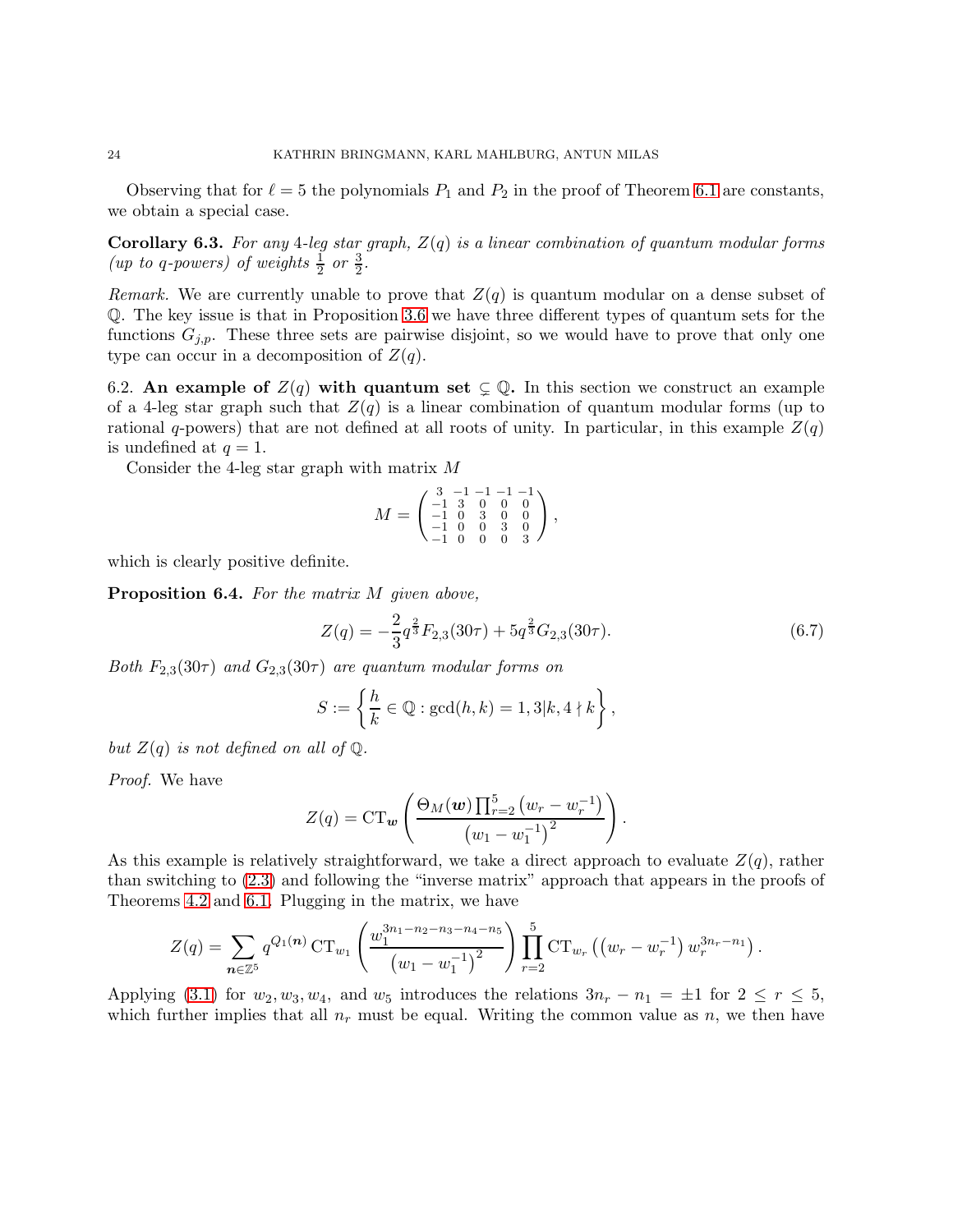Observing that for $\ell = 5$ the polynomials $P_1$ and $P_2$ in the proof of Theorem 6.1 are constants, we obtain a special case.

**Corollary 6.3.** *For any 4-leg star graph, $Z(q)$ is a linear combination of quantum modular forms (up to $q$-powers) of weights $\frac{1}{2}$ or $\frac{3}{2}$.*

*Remark.* We are currently unable to prove that $Z(q)$ is quantum modular on a dense subset of $\mathbb{Q}$. The key issue is that in Proposition 3.6 we have three different types of quantum sets for the functions $G_{j,p}$. These three sets are pairwise disjoint, so we would have to prove that only one type can occur in a decomposition of $Z(q)$.

6.2. **An example of $Z(q)$ with quantum set $\subsetneq \mathbb{Q}$.** In this section we construct an example of a 4-leg star graph such that $Z(q)$ is a linear combination of quantum modular forms (up to rational $q$-powers) that are not defined at all roots of unity. In particular, in this example $Z(q)$ is undefined at $q = 1$.

Consider the 4-leg star graph with matrix $M$

$$M = \begin{pmatrix} 3 & -1 & -1 & -1 & -1 \\ -1 & 3 & 0 & 0 & 0 \\ -1 & 0 & 3 & 0 & 0 \\ -1 & 0 & 0 & 3 & 0 \\ -1 & 0 & 0 & 0 & 3 \end{pmatrix},$$

which is clearly positive definite.

**Proposition 6.4.** *For the matrix $M$ given above,*

$$Z(q) = -\frac{2}{3} q^{\frac{2}{3}} F_{2,3}(30\tau) + 5 q^{\frac{2}{3}} G_{2,3}(30\tau). \tag{6.7}$$

*Both $F_{2,3}(30\tau)$ and $G_{2,3}(30\tau)$ are quantum modular forms on*

$$S := \left\{ \frac{h}{k} \in \mathbb{Q} : \gcd(h,k) = 1, 3|k, 4 \nmid k \right\},$$

*but $Z(q)$ is not defined on all of $\mathbb{Q}$.*

*Proof.* We have

$$Z(q) = \mathrm{CT}_{\boldsymbol{w}} \left( \frac{\Theta_M(\boldsymbol{w}) \prod_{r=2}^{5} \left(w_r - w_r^{-1}\right)}{\left(w_1 - w_1^{-1}\right)^2} \right).$$

As this example is relatively straightforward, we take a direct approach to evaluate $Z(q)$, rather than switching to (2.3) and following the "inverse matrix" approach that appears in the proofs of Theorems 4.2 and 6.1. Plugging in the matrix, we have

$$Z(q) = \sum_{\boldsymbol{n} \in \mathbb{Z}^5} q^{Q_1(\boldsymbol{n})} \, \mathrm{CT}_{w_1} \left( \frac{w_1^{3n_1 - n_2 - n_3 - n_4 - n_5}}{\left(w_1 - w_1^{-1}\right)^2} \right) \prod_{r=2}^{5} \mathrm{CT}_{w_r} \left( \left(w_r - w_r^{-1}\right) w_r^{3n_r - n_1} \right).$$

Applying (3.1) for $w_2, w_3, w_4$, and $w_5$ introduces the relations $3n_r - n_1 = \pm 1$ for $2 \leq r \leq 5$, which further implies that all $n_r$ must be equal. Writing the common value as $n$, we then have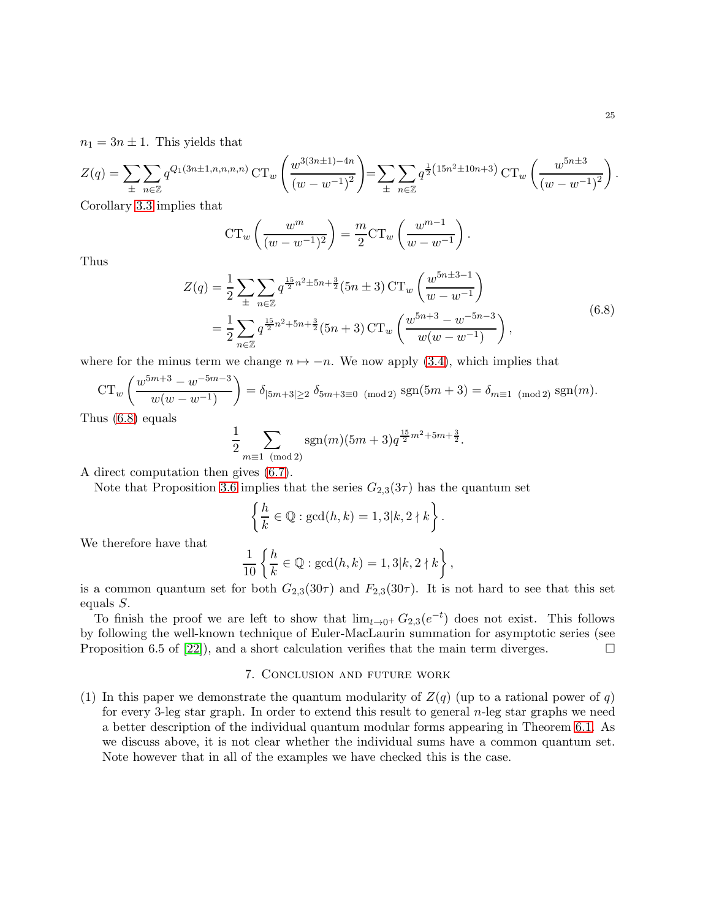$n_1 = 3n \pm 1$. This yields that

$$Z(q) = \sum_{\pm} \sum_{n\in\mathbb{Z}} q^{Q_1(3n\pm1,n,n,n,n)} \operatorname{CT}_w \left( \frac{w^{3(3n\pm1)-4n}}{(w-w^{-1})^2} \right) = \sum_{\pm} \sum_{n\in\mathbb{Z}} q^{\frac{1}{2}(15n^2 \pm 10n+3)} \operatorname{CT}_w \left( \frac{w^{5n\pm3}}{(w-w^{-1})^2} \right).$$

Corollary 3.3 implies that

$$\operatorname{CT}_w \left( \frac{w^m}{(w-w^{-1})^2} \right) = \frac{m}{2} \operatorname{CT}_w \left( \frac{w^{m-1}}{w-w^{-1}} \right).$$

Thus

$$\begin{aligned} Z(q) &= \frac{1}{2} \sum_{\pm} \sum_{n\in\mathbb{Z}} q^{\frac{15}{2}n^2 \pm 5n + \frac{3}{2}} (5n \pm 3) \operatorname{CT}_w \left( \frac{w^{5n\pm3-1}}{w-w^{-1}} \right) \\ &= \frac{1}{2} \sum_{n\in\mathbb{Z}} q^{\frac{15}{2}n^2 + 5n + \frac{3}{2}} (5n+3) \operatorname{CT}_w \left( \frac{w^{5n+3} - w^{-5n-3}}{w(w-w^{-1})} \right), \end{aligned} \tag{6.8}$$

where for the minus term we change $n \mapsto -n$. We now apply (3.4), which implies that

$$\operatorname{CT}_w \left( \frac{w^{5m+3} - w^{-5m-3}}{w(w-w^{-1})} \right) = \delta_{|5m+3|\geq 2}\, \delta_{5m+3\equiv 0 \pmod 2} \operatorname{sgn}(5m+3) = \delta_{m\equiv 1 \pmod 2} \operatorname{sgn}(m).$$

Thus (6.8) equals

$$\frac{1}{2} \sum_{m\equiv 1 \pmod 2} \operatorname{sgn}(m)(5m+3) q^{\frac{15}{2}m^2+5m+\frac{3}{2}}.$$

A direct computation then gives (6.7).

Note that Proposition 3.6 implies that the series $G_{2,3}(3\tau)$ has the quantum set

$$\left\{ \frac{h}{k} \in \mathbb{Q} : \gcd(h,k) = 1, 3|k, 2 \nmid k \right\}.$$

We therefore have that

$$\frac{1}{10} \left\{ \frac{h}{k} \in \mathbb{Q} : \gcd(h,k) = 1, 3|k, 2 \nmid k \right\},$$

is a common quantum set for both $G_{2,3}(30\tau)$ and $F_{2,3}(30\tau)$. It is not hard to see that this set equals $S$.

To finish the proof we are left to show that $\lim_{t\to 0^+} G_{2,3}(e^{-t})$ does not exist. This follows by following the well-known technique of Euler-MacLaurin summation for asymptotic series (see Proposition 6.5 of [22]), and a short calculation verifies that the main term diverges. □

## 7. Conclusion and future work

(1) In this paper we demonstrate the quantum modularity of $Z(q)$ (up to a rational power of $q$) for every 3-leg star graph. In order to extend this result to general $n$-leg star graphs we need a better description of the individual quantum modular forms appearing in Theorem 6.1. As we discuss above, it is not clear whether the individual sums have a common quantum set. Note however that in all of the examples we have checked this is the case.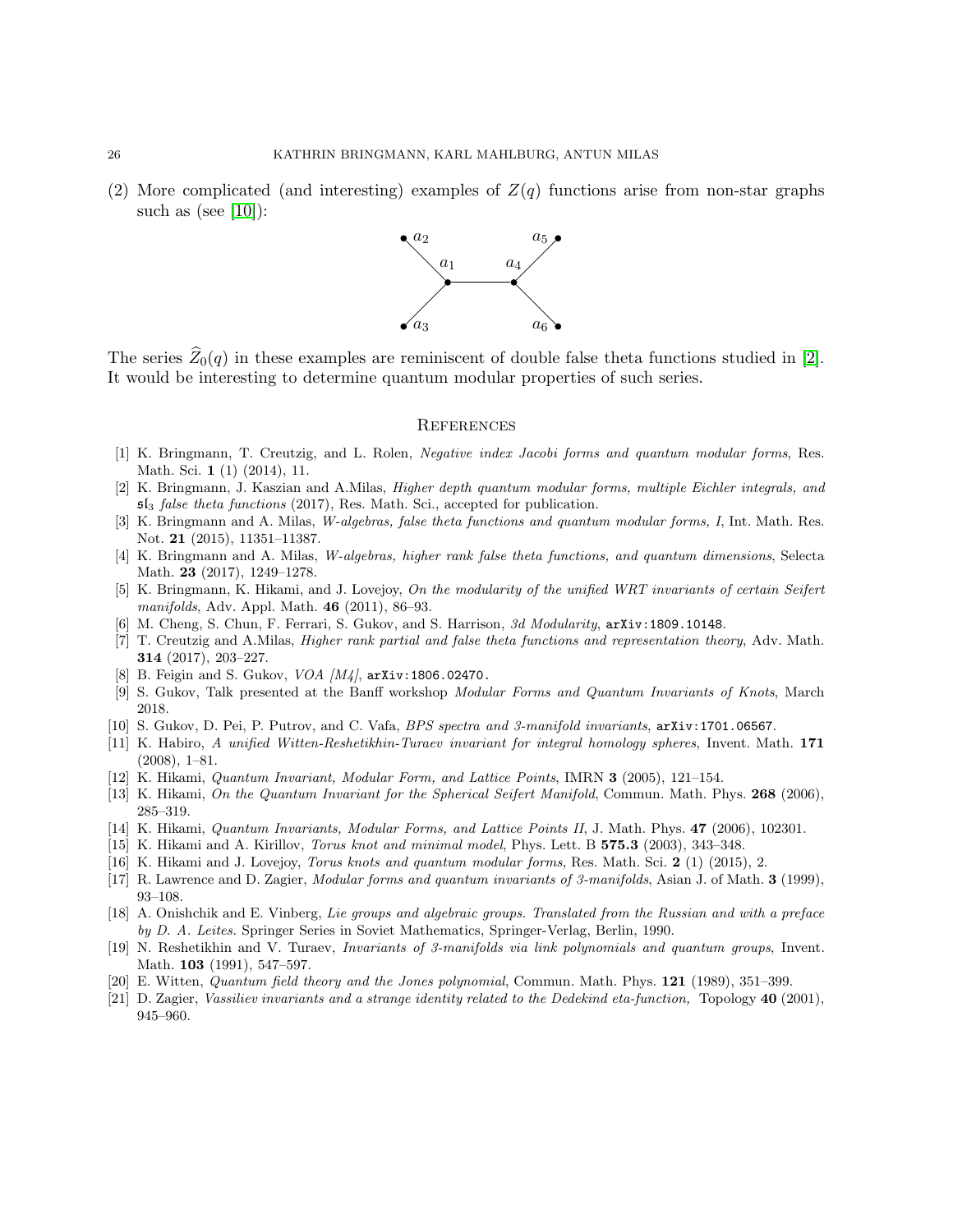(2) More complicated (and interesting) examples of $Z(q)$ functions arise from non-star graphs such as (see [10]):

The series $\widehat{Z}_0(q)$ in these examples are reminiscent of double false theta functions studied in [2]. It would be interesting to determine quantum modular properties of such series.

## References

[1] K. Bringmann, T. Creutzig, and L. Rolen, *Negative index Jacobi forms and quantum modular forms*, Res. Math. Sci. **1** (1) (2014), 11.

[2] K. Bringmann, J. Kaszian and A.Milas, *Higher depth quantum modular forms, multiple Eichler integrals, and $\mathfrak{sl}_3$ false theta functions* (2017), Res. Math. Sci., accepted for publication.

[3] K. Bringmann and A. Milas, *W-algebras, false theta functions and quantum modular forms, I*, Int. Math. Res. Not. **21** (2015), 11351–11387.

[4] K. Bringmann and A. Milas, *W-algebras, higher rank false theta functions, and quantum dimensions*, Selecta Math. **23** (2017), 1249–1278.

[5] K. Bringmann, K. Hikami, and J. Lovejoy, *On the modularity of the unified WRT invariants of certain Seifert manifolds*, Adv. Appl. Math. **46** (2011), 86–93.

[6] M. Cheng, S. Chun, F. Ferrari, S. Gukov, and S. Harrison, *3d Modularity*, arXiv:1809.10148.

[7] T. Creutzig and A.Milas, *Higher rank partial and false theta functions and representation theory*, Adv. Math. **314** (2017), 203–227.

[8] B. Feigin and S. Gukov, *VOA [M4]*, arXiv:1806.02470.

[9] S. Gukov, Talk presented at the Banff workshop *Modular Forms and Quantum Invariants of Knots*, March 2018.

[10] S. Gukov, D. Pei, P. Putrov, and C. Vafa, *BPS spectra and 3-manifold invariants*, arXiv:1701.06567.

[11] K. Habiro, *A unified Witten-Reshetikhin-Turaev invariant for integral homology spheres*, Invent. Math. **171** (2008), 1–81.

[12] K. Hikami, *Quantum Invariant, Modular Form, and Lattice Points*, IMRN **3** (2005), 121–154.

[13] K. Hikami, *On the Quantum Invariant for the Spherical Seifert Manifold*, Commun. Math. Phys. **268** (2006), 285–319.

[14] K. Hikami, *Quantum Invariants, Modular Forms, and Lattice Points II*, J. Math. Phys. **47** (2006), 102301.

[15] K. Hikami and A. Kirillov, *Torus knot and minimal model*, Phys. Lett. B **575.3** (2003), 343–348.

[16] K. Hikami and J. Lovejoy, *Torus knots and quantum modular forms*, Res. Math. Sci. **2** (1) (2015), 2.

[17] R. Lawrence and D. Zagier, *Modular forms and quantum invariants of 3-manifolds*, Asian J. of Math. **3** (1999), 93–108.

[18] A. Onishchik and E. Vinberg, *Lie groups and algebraic groups. Translated from the Russian and with a preface by D. A. Leites.* Springer Series in Soviet Mathematics, Springer-Verlag, Berlin, 1990.

[19] N. Reshetikhin and V. Turaev, *Invariants of 3-manifolds via link polynomials and quantum groups*, Invent. Math. **103** (1991), 547–597.

[20] E. Witten, *Quantum field theory and the Jones polynomial*, Commun. Math. Phys. **121** (1989), 351–399.

[21] D. Zagier, *Vassiliev invariants and a strange identity related to the Dedekind eta-function,* Topology **40** (2001), 945–960.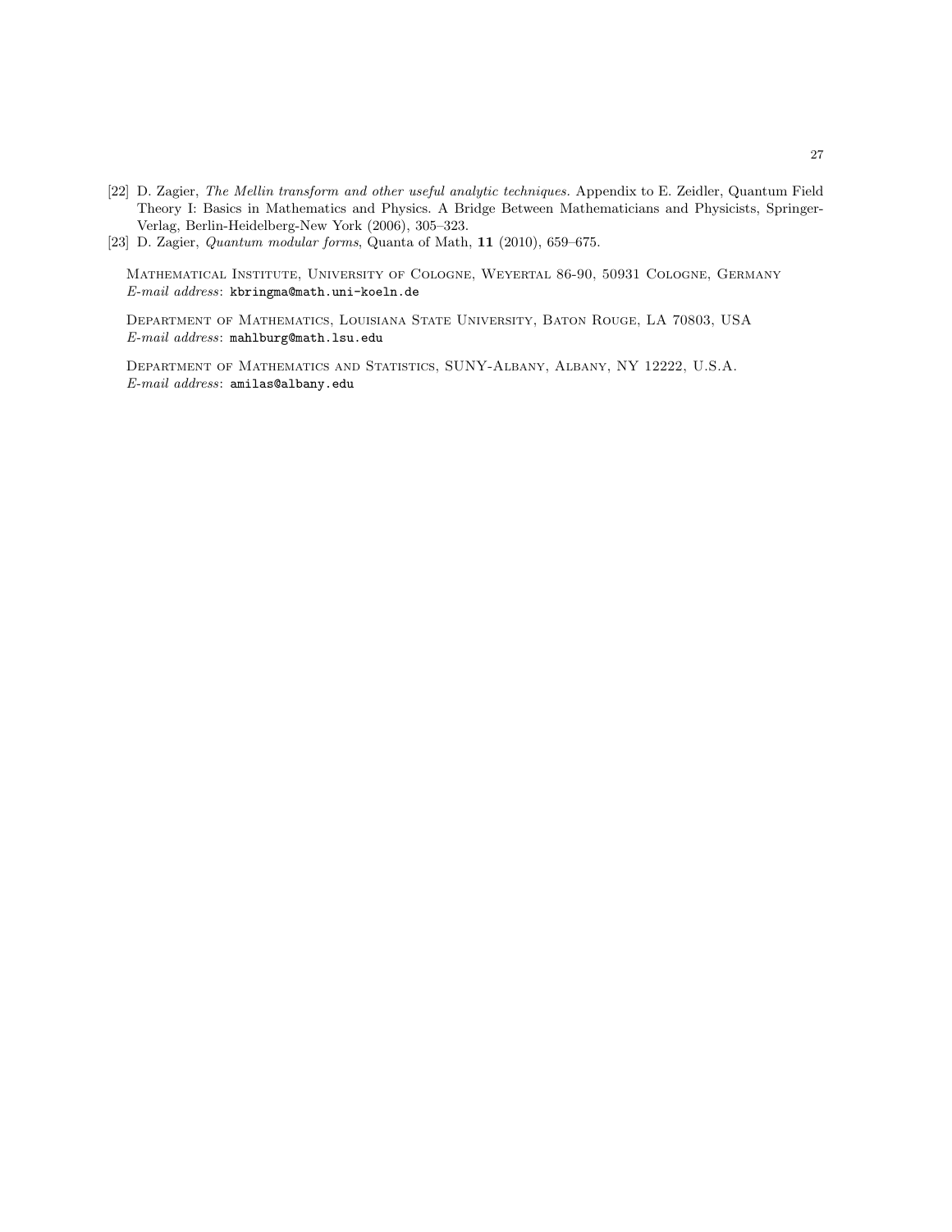[22] D. Zagier, *The Mellin transform and other useful analytic techniques.* Appendix to E. Zeidler, Quantum Field Theory I: Basics in Mathematics and Physics. A Bridge Between Mathematicians and Physicists, Springer-Verlag, Berlin-Heidelberg-New York (2006), 305–323.

[23] D. Zagier, *Quantum modular forms*, Quanta of Math, **11** (2010), 659–675.

Mathematical Institute, University of Cologne, Weyertal 86-90, 50931 Cologne, Germany
*E-mail address*: `kbringma@math.uni-koeln.de`

Department of Mathematics, Louisiana State University, Baton Rouge, LA 70803, USA
*E-mail address*: `mahlburg@math.lsu.edu`

Department of Mathematics and Statistics, SUNY-Albany, Albany, NY 12222, U.S.A.
*E-mail address*: `amilas@albany.edu`